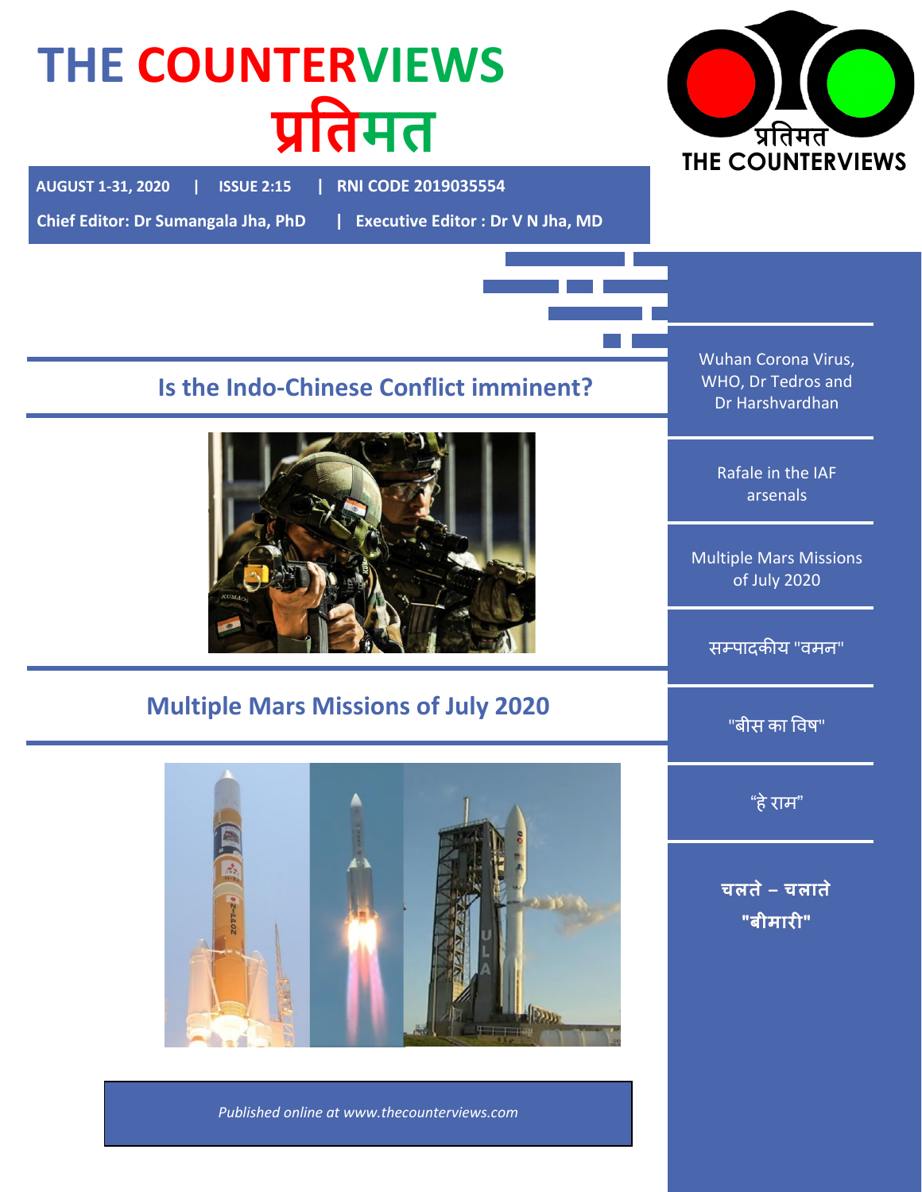# THE COUNTERVIEWS

# प्रतिमत

**AUGUST 1-31, 2020 | ISSUE 2:15 | RNI CODE 2019035554**

**Chief Editor: Dr Sumangala Jha, PhD | Executive Editor : Dr V N Jha, MD**

## Is the Indo-Chinese Conflict imminent?

## Multiple Mars Missions of July 2020

*Published online at www.thecounterviews.com*

---

- Wuhan Corona Virus, WHO, Dr Tedros and Dr Harshvardhan
- Rafale in the IAF arsenals
- Multiple Mars Missions of July 2020
- सम्पादकीय "वमन"
- "बीस का विष"
- "हे राम"
- **चलते – चलाते "बीमारी"**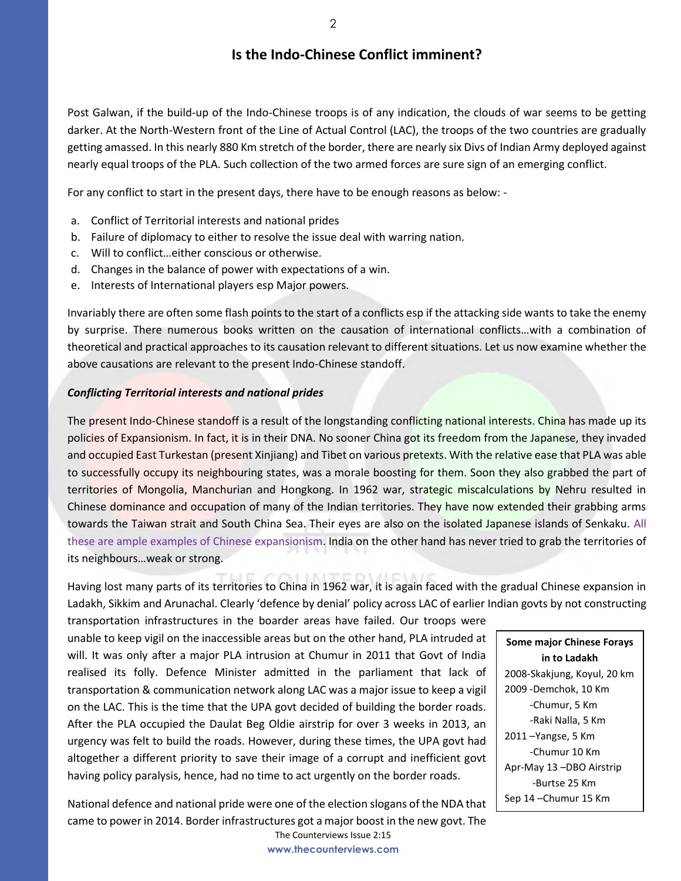# Is the Indo-Chinese Conflict imminent?

Post Galwan, if the build-up of the Indo-Chinese troops is of any indication, the clouds of war seems to be getting darker. At the North-Western front of the Line of Actual Control (LAC), the troops of the two countries are gradually getting amassed. In this nearly 880 Km stretch of the border, there are nearly six Divs of Indian Army deployed against nearly equal troops of the PLA. Such collection of the two armed forces are sure sign of an emerging conflict.

For any conflict to start in the present days, there have to be enough reasons as below: -

a. Conflict of Territorial interests and national prides
b. Failure of diplomacy to either to resolve the issue deal with warring nation.
c. Will to conflict…either conscious or otherwise.
d. Changes in the balance of power with expectations of a win.
e. Interests of International players esp Major powers.

Invariably there are often some flash points to the start of a conflicts esp if the attacking side wants to take the enemy by surprise. There numerous books written on the causation of international conflicts…with a combination of theoretical and practical approaches to its causation relevant to different situations. Let us now examine whether the above causations are relevant to the present Indo-Chinese standoff.

***Conflicting Territorial interests and national prides***

The present Indo-Chinese standoff is a result of the longstanding conflicting national interests. China has made up its policies of Expansionism. In fact, it is in their DNA. No sooner China got its freedom from the Japanese, they invaded and occupied East Turkestan (present Xinjiang) and Tibet on various pretexts. With the relative ease that PLA was able to successfully occupy its neighbouring states, was a morale boosting for them. Soon they also grabbed the part of territories of Mongolia, Manchurian and Hongkong. In 1962 war, strategic miscalculations by Nehru resulted in Chinese dominance and occupation of many of the Indian territories. They have now extended their grabbing arms towards the Taiwan strait and South China Sea. Their eyes are also on the isolated Japanese islands of Senkaku. All these are ample examples of Chinese expansionism. India on the other hand has never tried to grab the territories of its neighbours…weak or strong.

Having lost many parts of its territories to China in 1962 war, it is again faced with the gradual Chinese expansion in Ladakh, Sikkim and Arunachal. Clearly 'defence by denial' policy across LAC of earlier Indian govts by not constructing transportation infrastructures in the boarder areas have failed. Our troops were unable to keep vigil on the inaccessible areas but on the other hand, PLA intruded at will. It was only after a major PLA intrusion at Chumur in 2011 that Govt of India realised its folly. Defence Minister admitted in the parliament that lack of transportation & communication network along LAC was a major issue to keep a vigil on the LAC. This is the time that the UPA govt decided of building the border roads. After the PLA occupied the Daulat Beg Oldie airstrip for over 3 weeks in 2013, an urgency was felt to build the roads. However, during these times, the UPA govt had altogether a different priority to save their image of a corrupt and inefficient govt having policy paralysis, hence, had no time to act urgently on the border roads.

**Some major Chinese Forays in to Ladakh**

2008-Skakjung, Koyul, 20 km
2009 -Demchok, 10 Km
-Chumur, 5 Km
-Raki Nalla, 5 Km
2011 –Yangse, 5 Km
-Chumur 10 Km
Apr-May 13 –DBO Airstrip
-Burtse 25 Km
Sep 14 –Chumur 15 Km

National defence and national pride were one of the election slogans of the NDA that came to power in 2014. Border infrastructures got a major boost in the new govt. The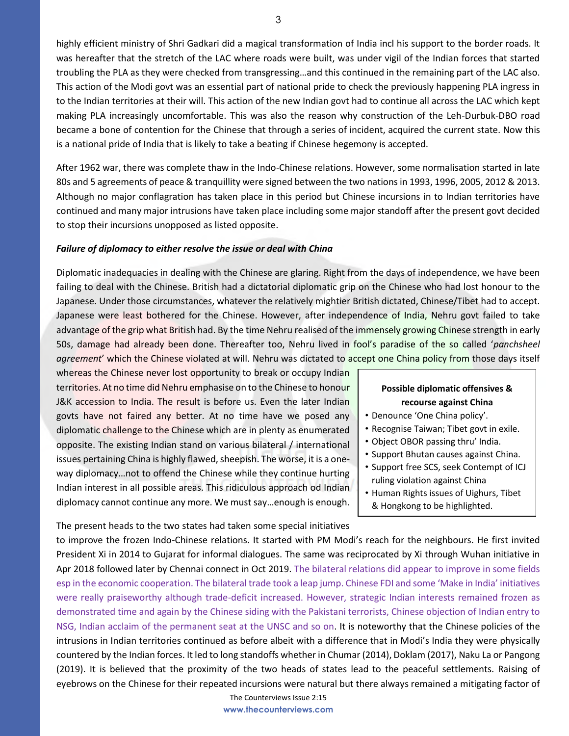highly efficient ministry of Shri Gadkari did a magical transformation of India incl his support to the border roads. It was hereafter that the stretch of the LAC where roads were built, was under vigil of the Indian forces that started troubling the PLA as they were checked from transgressing…and this continued in the remaining part of the LAC also. This action of the Modi govt was an essential part of national pride to check the previously happening PLA ingress in to the Indian territories at their will. This action of the new Indian govt had to continue all across the LAC which kept making PLA increasingly uncomfortable. This was also the reason why construction of the Leh-Durbuk-DBO road became a bone of contention for the Chinese that through a series of incident, acquired the current state. Now this is a national pride of India that is likely to take a beating if Chinese hegemony is accepted.

After 1962 war, there was complete thaw in the Indo-Chinese relations. However, some normalisation started in late 80s and 5 agreements of peace & tranquillity were signed between the two nations in 1993, 1996, 2005, 2012 & 2013. Although no major conflagration has taken place in this period but Chinese incursions in to Indian territories have continued and many major intrusions have taken place including some major standoff after the present govt decided to stop their incursions unopposed as listed opposite.

***Failure of diplomacy to either resolve the issue or deal with China***

Diplomatic inadequacies in dealing with the Chinese are glaring. Right from the days of independence, we have been failing to deal with the Chinese. British had a dictatorial diplomatic grip on the Chinese who had lost honour to the Japanese. Under those circumstances, whatever the relatively mightier British dictated, Chinese/Tibet had to accept. Japanese were least bothered for the Chinese. However, after independence of India, Nehru govt failed to take advantage of the grip what British had. By the time Nehru realised of the immensely growing Chinese strength in early 50s, damage had already been done. Thereafter too, Nehru lived in fool's paradise of the so called '*panchsheel agreement*' which the Chinese violated at will. Nehru was dictated to accept one China policy from those days itself whereas the Chinese never lost opportunity to break or occupy Indian territories. At no time did Nehru emphasise on to the Chinese to honour J&K accession to India. The result is before us. Even the later Indian govts have not faired any better. At no time have we posed any diplomatic challenge to the Chinese which are in plenty as enumerated opposite. The existing Indian stand on various bilateral / international issues pertaining China is highly flawed, sheepish. The worse, it is a one-way diplomacy…not to offend the Chinese while they continue hurting Indian interest in all possible areas. This ridiculous approach od Indian diplomacy cannot continue any more. We must say…enough is enough.

> **Possible diplomatic offensives & recourse against China**
>
> - Denounce 'One China policy'.
> - Recognise Taiwan; Tibet govt in exile.
> - Object OBOR passing thru' India.
> - Support Bhutan causes against China.
> - Support free SCS, seek Contempt of ICJ ruling violation against China
> - Human Rights issues of Uighurs, Tibet & Hongkong to be highlighted.

The present heads to the two states had taken some special initiatives to improve the frozen Indo-Chinese relations. It started with PM Modi's reach for the neighbours. He first invited President Xi in 2014 to Gujarat for informal dialogues. The same was reciprocated by Xi through Wuhan initiative in Apr 2018 followed later by Chennai connect in Oct 2019. The bilateral relations did appear to improve in some fields esp in the economic cooperation. The bilateral trade took a leap jump. Chinese FDI and some 'Make in India' initiatives were really praiseworthy although trade-deficit increased. However, strategic Indian interests remained frozen as demonstrated time and again by the Chinese siding with the Pakistani terrorists, Chinese objection of Indian entry to NSG, Indian acclaim of the permanent seat at the UNSC and so on. It is noteworthy that the Chinese policies of the intrusions in Indian territories continued as before albeit with a difference that in Modi's India they were physically countered by the Indian forces. It led to long standoffs whether in Chumar (2014), Doklam (2017), Naku La or Pangong (2019). It is believed that the proximity of the two heads of states lead to the peaceful settlements. Raising of eyebrows on the Chinese for their repeated incursions were natural but there always remained a mitigating factor of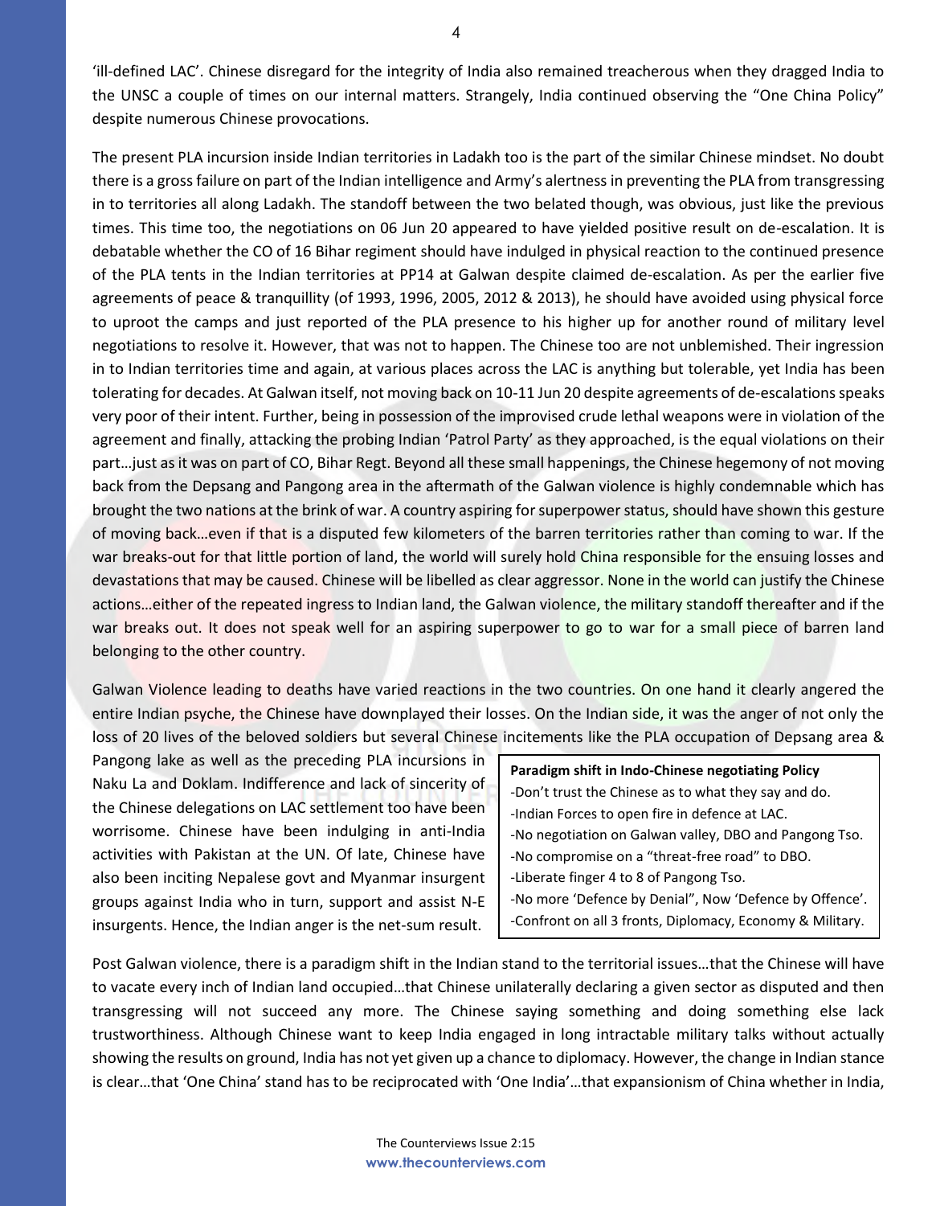'ill-defined LAC'. Chinese disregard for the integrity of India also remained treacherous when they dragged India to the UNSC a couple of times on our internal matters. Strangely, India continued observing the "One China Policy" despite numerous Chinese provocations.

The present PLA incursion inside Indian territories in Ladakh too is the part of the similar Chinese mindset. No doubt there is a gross failure on part of the Indian intelligence and Army's alertness in preventing the PLA from transgressing in to territories all along Ladakh. The standoff between the two belated though, was obvious, just like the previous times. This time too, the negotiations on 06 Jun 20 appeared to have yielded positive result on de-escalation. It is debatable whether the CO of 16 Bihar regiment should have indulged in physical reaction to the continued presence of the PLA tents in the Indian territories at PP14 at Galwan despite claimed de-escalation. As per the earlier five agreements of peace & tranquillity (of 1993, 1996, 2005, 2012 & 2013), he should have avoided using physical force to uproot the camps and just reported of the PLA presence to his higher up for another round of military level negotiations to resolve it. However, that was not to happen. The Chinese too are not unblemished. Their ingression in to Indian territories time and again, at various places across the LAC is anything but tolerable, yet India has been tolerating for decades. At Galwan itself, not moving back on 10-11 Jun 20 despite agreements of de-escalations speaks very poor of their intent. Further, being in possession of the improvised crude lethal weapons were in violation of the agreement and finally, attacking the probing Indian 'Patrol Party' as they approached, is the equal violations on their part…just as it was on part of CO, Bihar Regt. Beyond all these small happenings, the Chinese hegemony of not moving back from the Depsang and Pangong area in the aftermath of the Galwan violence is highly condemnable which has brought the two nations at the brink of war. A country aspiring for superpower status, should have shown this gesture of moving back…even if that is a disputed few kilometers of the barren territories rather than coming to war. If the war breaks-out for that little portion of land, the world will surely hold China responsible for the ensuing losses and devastations that may be caused. Chinese will be libelled as clear aggressor. None in the world can justify the Chinese actions…either of the repeated ingress to Indian land, the Galwan violence, the military standoff thereafter and if the war breaks out. It does not speak well for an aspiring superpower to go to war for a small piece of barren land belonging to the other country.

Galwan Violence leading to deaths have varied reactions in the two countries. On one hand it clearly angered the entire Indian psyche, the Chinese have downplayed their losses. On the Indian side, it was the anger of not only the loss of 20 lives of the beloved soldiers but several Chinese incitements like the PLA occupation of Depsang area & Pangong lake as well as the preceding PLA incursions in Naku La and Doklam. Indifference and lack of sincerity of the Chinese delegations on LAC settlement too have been worrisome. Chinese have been indulging in anti-India activities with Pakistan at the UN. Of late, Chinese have also been inciting Nepalese govt and Myanmar insurgent groups against India who in turn, support and assist N-E insurgents. Hence, the Indian anger is the net-sum result.

**Paradigm shift in Indo-Chinese negotiating Policy**
- Don't trust the Chinese as to what they say and do.
- Indian Forces to open fire in defence at LAC.
- No negotiation on Galwan valley, DBO and Pangong Tso.
- No compromise on a "threat-free road" to DBO.
- Liberate finger 4 to 8 of Pangong Tso.
- No more 'Defence by Denial", Now 'Defence by Offence'.
- Confront on all 3 fronts, Diplomacy, Economy & Military.

Post Galwan violence, there is a paradigm shift in the Indian stand to the territorial issues…that the Chinese will have to vacate every inch of Indian land occupied…that Chinese unilaterally declaring a given sector as disputed and then transgressing will not succeed any more. The Chinese saying something and doing something else lack trustworthiness. Although Chinese want to keep India engaged in long intractable military talks without actually showing the results on ground, India has not yet given up a chance to diplomacy. However, the change in Indian stance is clear…that 'One China' stand has to be reciprocated with 'One India'…that expansionism of China whether in India,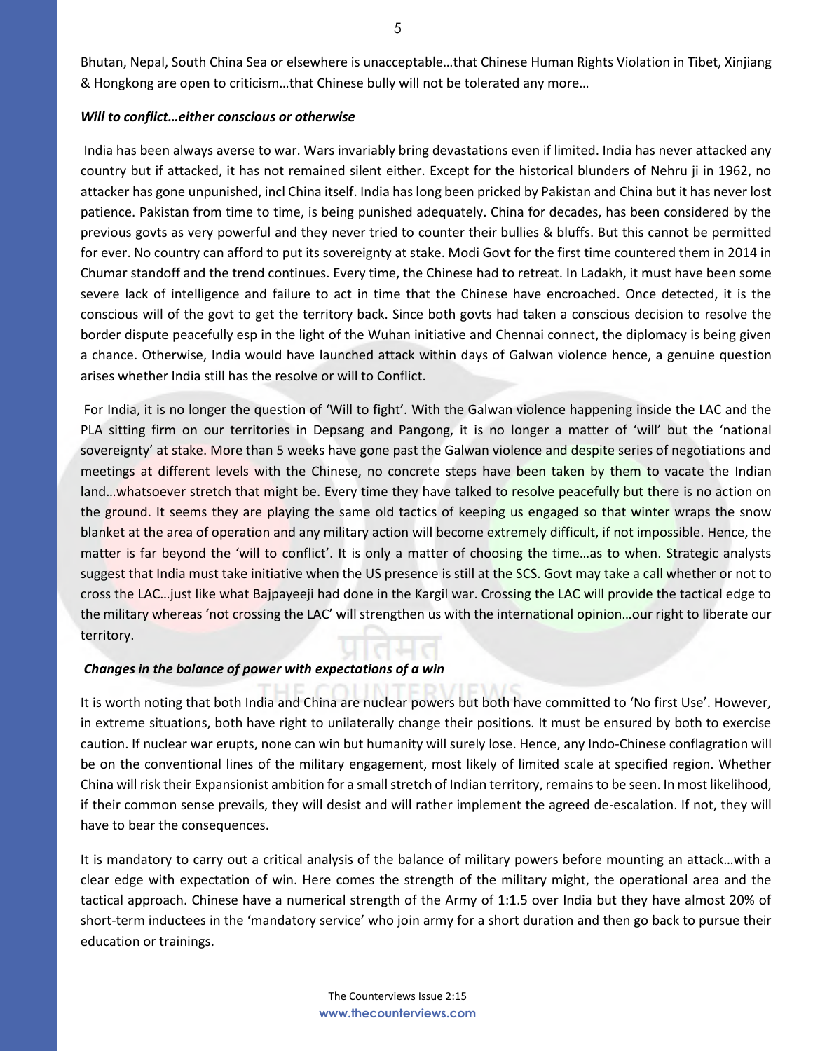Bhutan, Nepal, South China Sea or elsewhere is unacceptable…that Chinese Human Rights Violation in Tibet, Xinjiang & Hongkong are open to criticism…that Chinese bully will not be tolerated any more…

***Will to conflict…either conscious or otherwise***

India has been always averse to war. Wars invariably bring devastations even if limited. India has never attacked any country but if attacked, it has not remained silent either. Except for the historical blunders of Nehru ji in 1962, no attacker has gone unpunished, incl China itself. India has long been pricked by Pakistan and China but it has never lost patience. Pakistan from time to time, is being punished adequately. China for decades, has been considered by the previous govts as very powerful and they never tried to counter their bullies & bluffs. But this cannot be permitted for ever. No country can afford to put its sovereignty at stake. Modi Govt for the first time countered them in 2014 in Chumar standoff and the trend continues. Every time, the Chinese had to retreat. In Ladakh, it must have been some severe lack of intelligence and failure to act in time that the Chinese have encroached. Once detected, it is the conscious will of the govt to get the territory back. Since both govts had taken a conscious decision to resolve the border dispute peacefully esp in the light of the Wuhan initiative and Chennai connect, the diplomacy is being given a chance. Otherwise, India would have launched attack within days of Galwan violence hence, a genuine question arises whether India still has the resolve or will to Conflict.

For India, it is no longer the question of 'Will to fight'. With the Galwan violence happening inside the LAC and the PLA sitting firm on our territories in Depsang and Pangong, it is no longer a matter of 'will' but the 'national sovereignty' at stake. More than 5 weeks have gone past the Galwan violence and despite series of negotiations and meetings at different levels with the Chinese, no concrete steps have been taken by them to vacate the Indian land…whatsoever stretch that might be. Every time they have talked to resolve peacefully but there is no action on the ground. It seems they are playing the same old tactics of keeping us engaged so that winter wraps the snow blanket at the area of operation and any military action will become extremely difficult, if not impossible. Hence, the matter is far beyond the 'will to conflict'. It is only a matter of choosing the time…as to when. Strategic analysts suggest that India must take initiative when the US presence is still at the SCS. Govt may take a call whether or not to cross the LAC…just like what Bajpayeeji had done in the Kargil war. Crossing the LAC will provide the tactical edge to the military whereas 'not crossing the LAC' will strengthen us with the international opinion…our right to liberate our territory.

***Changes in the balance of power with expectations of a win***

It is worth noting that both India and China are nuclear powers but both have committed to 'No first Use'. However, in extreme situations, both have right to unilaterally change their positions. It must be ensured by both to exercise caution. If nuclear war erupts, none can win but humanity will surely lose. Hence, any Indo-Chinese conflagration will be on the conventional lines of the military engagement, most likely of limited scale at specified region. Whether China will risk their Expansionist ambition for a small stretch of Indian territory, remains to be seen. In most likelihood, if their common sense prevails, they will desist and will rather implement the agreed de-escalation. If not, they will have to bear the consequences.

It is mandatory to carry out a critical analysis of the balance of military powers before mounting an attack…with a clear edge with expectation of win. Here comes the strength of the military might, the operational area and the tactical approach. Chinese have a numerical strength of the Army of 1:1.5 over India but they have almost 20% of short-term inductees in the 'mandatory service' who join army for a short duration and then go back to pursue their education or trainings.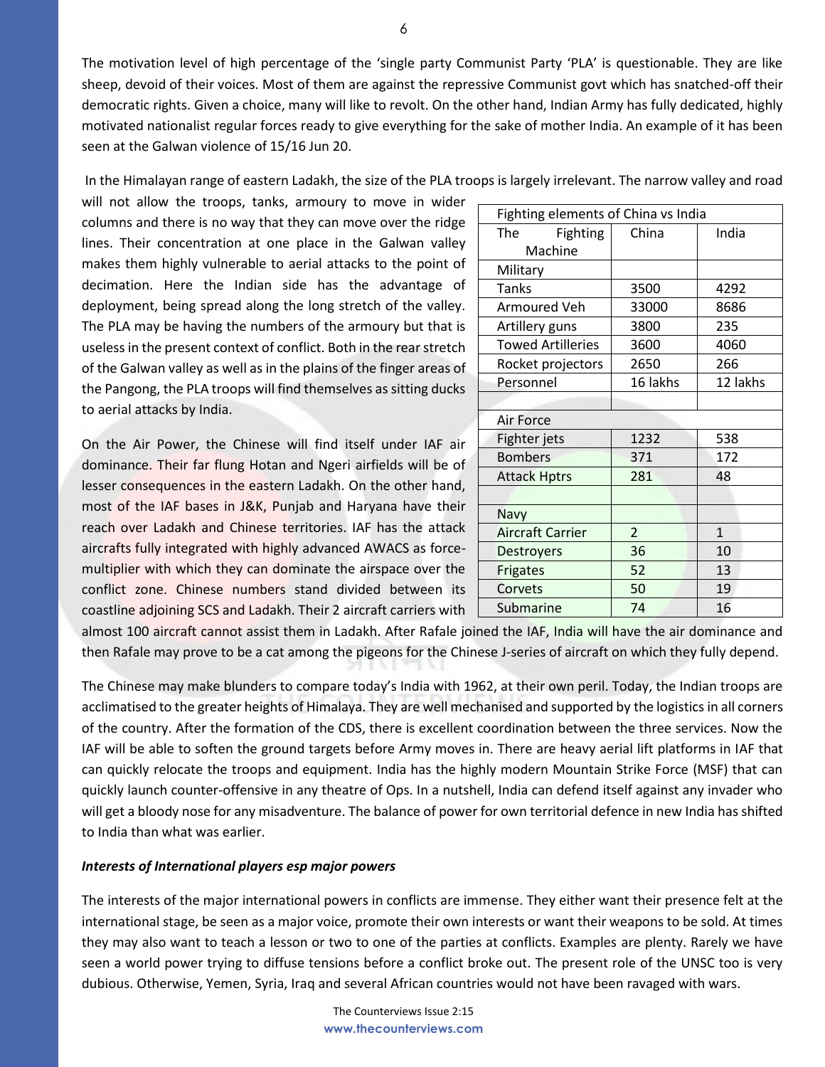The motivation level of high percentage of the 'single party Communist Party 'PLA' is questionable. They are like sheep, devoid of their voices. Most of them are against the repressive Communist govt which has snatched-off their democratic rights. Given a choice, many will like to revolt. On the other hand, Indian Army has fully dedicated, highly motivated nationalist regular forces ready to give everything for the sake of mother India. An example of it has been seen at the Galwan violence of 15/16 Jun 20.

In the Himalayan range of eastern Ladakh, the size of the PLA troops is largely irrelevant. The narrow valley and road will not allow the troops, tanks, armoury to move in wider columns and there is no way that they can move over the ridge lines. Their concentration at one place in the Galwan valley makes them highly vulnerable to aerial attacks to the point of decimation. Here the Indian side has the advantage of deployment, being spread along the long stretch of the valley. The PLA may be having the numbers of the armoury but that is useless in the present context of conflict. Both in the rear stretch of the Galwan valley as well as in the plains of the finger areas of the Pangong, the PLA troops will find themselves as sitting ducks to aerial attacks by India.

| Fighting elements of China vs India | | |
|---|---|---|
| The Fighting Machine | China | India |
| Military | | |
| Tanks | 3500 | 4292 |
| Armoured Veh | 33000 | 8686 |
| Artillery guns | 3800 | 235 |
| Towed Artilleries | 3600 | 4060 |
| Rocket projectors | 2650 | 266 |
| Personnel | 16 lakhs | 12 lakhs |
| | | |
| Air Force | | |
| Fighter jets | 1232 | 538 |
| Bombers | 371 | 172 |
| Attack Hptrs | 281 | 48 |
| | | |
| Navy | | |
| Aircraft Carrier | 2 | 1 |
| Destroyers | 36 | 10 |
| Frigates | 52 | 13 |
| Corvets | 50 | 19 |
| Submarine | 74 | 16 |

On the Air Power, the Chinese will find itself under IAF air dominance. Their far flung Hotan and Ngeri airfields will be of lesser consequences in the eastern Ladakh. On the other hand, most of the IAF bases in J&K, Punjab and Haryana have their reach over Ladakh and Chinese territories. IAF has the attack aircrafts fully integrated with highly advanced AWACS as force-multiplier with which they can dominate the airspace over the conflict zone. Chinese numbers stand divided between its coastline adjoining SCS and Ladakh. Their 2 aircraft carriers with almost 100 aircraft cannot assist them in Ladakh. After Rafale joined the IAF, India will have the air dominance and then Rafale may prove to be a cat among the pigeons for the Chinese J-series of aircraft on which they fully depend.

The Chinese may make blunders to compare today's India with 1962, at their own peril. Today, the Indian troops are acclimatised to the greater heights of Himalaya. They are well mechanised and supported by the logistics in all corners of the country. After the formation of the CDS, there is excellent coordination between the three services. Now the IAF will be able to soften the ground targets before Army moves in. There are heavy aerial lift platforms in IAF that can quickly relocate the troops and equipment. India has the highly modern Mountain Strike Force (MSF) that can quickly launch counter-offensive in any theatre of Ops. In a nutshell, India can defend itself against any invader who will get a bloody nose for any misadventure. The balance of power for own territorial defence in new India has shifted to India than what was earlier.

***Interests of International players esp major powers***

The interests of the major international powers in conflicts are immense. They either want their presence felt at the international stage, be seen as a major voice, promote their own interests or want their weapons to be sold. At times they may also want to teach a lesson or two to one of the parties at conflicts. Examples are plenty. Rarely we have seen a world power trying to diffuse tensions before a conflict broke out. The present role of the UNSC too is very dubious. Otherwise, Yemen, Syria, Iraq and several African countries would not have been ravaged with wars.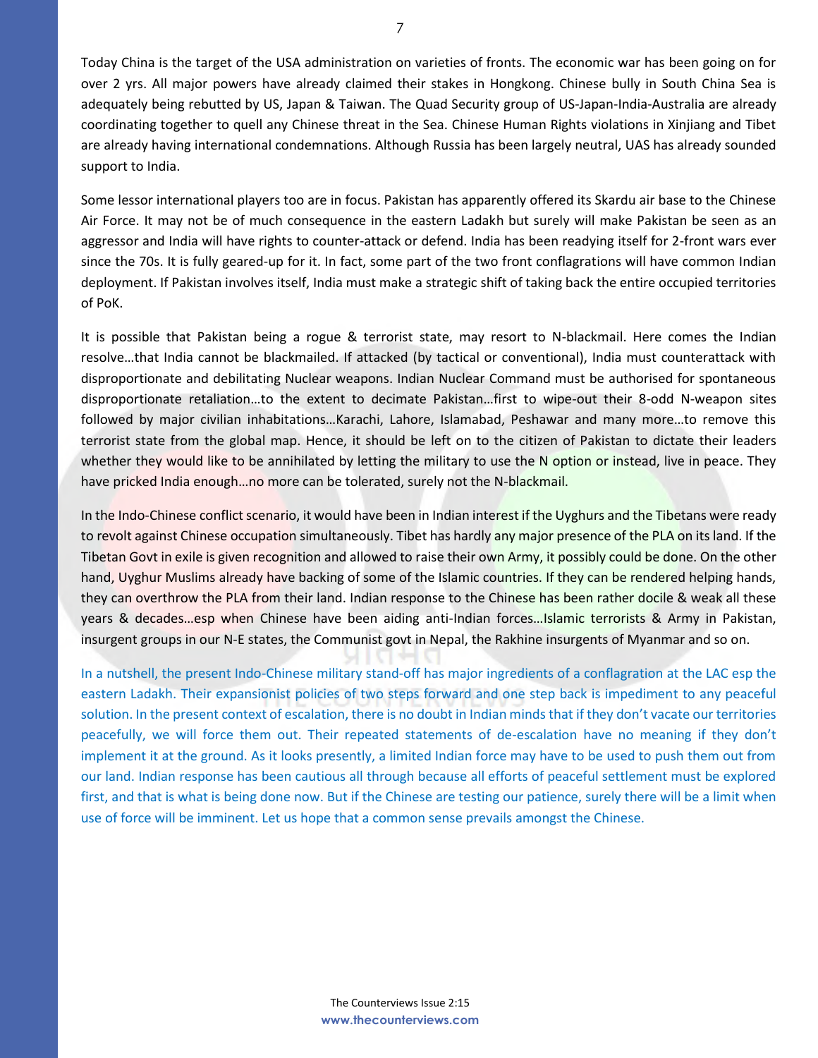Today China is the target of the USA administration on varieties of fronts. The economic war has been going on for over 2 yrs. All major powers have already claimed their stakes in Hongkong. Chinese bully in South China Sea is adequately being rebutted by US, Japan & Taiwan. The Quad Security group of US-Japan-India-Australia are already coordinating together to quell any Chinese threat in the Sea. Chinese Human Rights violations in Xinjiang and Tibet are already having international condemnations. Although Russia has been largely neutral, UAS has already sounded support to India.

Some lessor international players too are in focus. Pakistan has apparently offered its Skardu air base to the Chinese Air Force. It may not be of much consequence in the eastern Ladakh but surely will make Pakistan be seen as an aggressor and India will have rights to counter-attack or defend. India has been readying itself for 2-front wars ever since the 70s. It is fully geared-up for it. In fact, some part of the two front conflagrations will have common Indian deployment. If Pakistan involves itself, India must make a strategic shift of taking back the entire occupied territories of PoK.

It is possible that Pakistan being a rogue & terrorist state, may resort to N-blackmail. Here comes the Indian resolve…that India cannot be blackmailed. If attacked (by tactical or conventional), India must counterattack with disproportionate and debilitating Nuclear weapons. Indian Nuclear Command must be authorised for spontaneous disproportionate retaliation…to the extent to decimate Pakistan…first to wipe-out their 8-odd N-weapon sites followed by major civilian inhabitations…Karachi, Lahore, Islamabad, Peshawar and many more…to remove this terrorist state from the global map. Hence, it should be left on to the citizen of Pakistan to dictate their leaders whether they would like to be annihilated by letting the military to use the N option or instead, live in peace. They have pricked India enough…no more can be tolerated, surely not the N-blackmail.

In the Indo-Chinese conflict scenario, it would have been in Indian interest if the Uyghurs and the Tibetans were ready to revolt against Chinese occupation simultaneously. Tibet has hardly any major presence of the PLA on its land. If the Tibetan Govt in exile is given recognition and allowed to raise their own Army, it possibly could be done. On the other hand, Uyghur Muslims already have backing of some of the Islamic countries. If they can be rendered helping hands, they can overthrow the PLA from their land. Indian response to the Chinese has been rather docile & weak all these years & decades…esp when Chinese have been aiding anti-Indian forces…Islamic terrorists & Army in Pakistan, insurgent groups in our N-E states, the Communist govt in Nepal, the Rakhine insurgents of Myanmar and so on.

In a nutshell, the present Indo-Chinese military stand-off has major ingredients of a conflagration at the LAC esp the eastern Ladakh. Their expansionist policies of two steps forward and one step back is impediment to any peaceful solution. In the present context of escalation, there is no doubt in Indian minds that if they don't vacate our territories peacefully, we will force them out. Their repeated statements of de-escalation have no meaning if they don't implement it at the ground. As it looks presently, a limited Indian force may have to be used to push them out from our land. Indian response has been cautious all through because all efforts of peaceful settlement must be explored first, and that is what is being done now. But if the Chinese are testing our patience, surely there will be a limit when use of force will be imminent. Let us hope that a common sense prevails amongst the Chinese.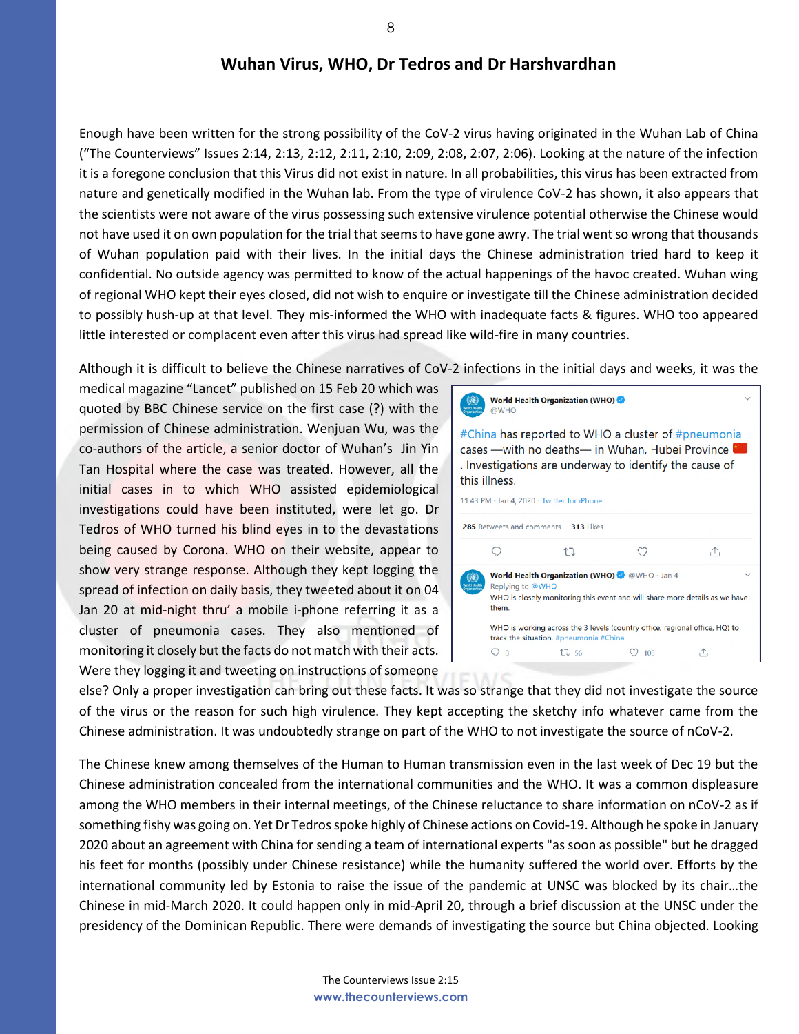## Wuhan Virus, WHO, Dr Tedros and Dr Harshvardhan

Enough have been written for the strong possibility of the CoV-2 virus having originated in the Wuhan Lab of China ("The Counterviews" Issues 2:14, 2:13, 2:12, 2:11, 2:10, 2:09, 2:08, 2:07, 2:06). Looking at the nature of the infection it is a foregone conclusion that this Virus did not exist in nature. In all probabilities, this virus has been extracted from nature and genetically modified in the Wuhan lab. From the type of virulence CoV-2 has shown, it also appears that the scientists were not aware of the virus possessing such extensive virulence potential otherwise the Chinese would not have used it on own population for the trial that seems to have gone awry. The trial went so wrong that thousands of Wuhan population paid with their lives. In the initial days the Chinese administration tried hard to keep it confidential. No outside agency was permitted to know of the actual happenings of the havoc created. Wuhan wing of regional WHO kept their eyes closed, did not wish to enquire or investigate till the Chinese administration decided to possibly hush-up at that level. They mis-informed the WHO with inadequate facts & figures. WHO too appeared little interested or complacent even after this virus had spread like wild-fire in many countries.

Although it is difficult to believe the Chinese narratives of CoV-2 infections in the initial days and weeks, it was the medical magazine "Lancet" published on 15 Feb 20 which was quoted by BBC Chinese service on the first case (?) with the permission of Chinese administration. Wenjuan Wu, was the co-authors of the article, a senior doctor of Wuhan's Jin Yin Tan Hospital where the case was treated. However, all the initial cases in to which WHO assisted epidemiological investigations could have been instituted, were let go. Dr Tedros of WHO turned his blind eyes in to the devastations being caused by Corona. WHO on their website, appear to show very strange response. Although they kept logging the spread of infection on daily basis, they tweeted about it on 04 Jan 20 at mid-night thru' a mobile i-phone referring it as a cluster of pneumonia cases. They also mentioned of monitoring it closely but the facts do not match with their acts. Were they logging it and tweeting on instructions of someone else? Only a proper investigation can bring out these facts. It was so strange that they did not investigate the source of the virus or the reason for such high virulence. They kept accepting the sketchy info whatever came from the Chinese administration. It was undoubtedly strange on part of the WHO to not investigate the source of nCoV-2.

> **World Health Organization (WHO)** @WHO
>
> #China has reported to WHO a cluster of #pneumonia cases —with no deaths— in Wuhan, Hubei Province 🇨🇳. Investigations are underway to identify the cause of this illness.
>
> 11:43 PM · Jan 4, 2020 · Twitter for iPhone
>
> 285 Retweets and comments 313 Likes
>
> **World Health Organization (WHO)** @WHO · Jan 4
> Replying to @WHO
> WHO is closely monitoring this event and will share more details as we have them.
>
> WHO is working across the 3 levels (country office, regional office, HQ) to track the situation. #pneumonia #China
>
> 8 · 56 · 106

The Chinese knew among themselves of the Human to Human transmission even in the last week of Dec 19 but the Chinese administration concealed from the international communities and the WHO. It was a common displeasure among the WHO members in their internal meetings, of the Chinese reluctance to share information on nCoV-2 as if something fishy was going on. Yet Dr Tedros spoke highly of Chinese actions on Covid-19. Although he spoke in January 2020 about an agreement with China for sending a team of international experts "as soon as possible" but he dragged his feet for months (possibly under Chinese resistance) while the humanity suffered the world over. Efforts by the international community led by Estonia to raise the issue of the pandemic at UNSC was blocked by its chair…the Chinese in mid-March 2020. It could happen only in mid-April 20, through a brief discussion at the UNSC under the presidency of the Dominican Republic. There were demands of investigating the source but China objected. Looking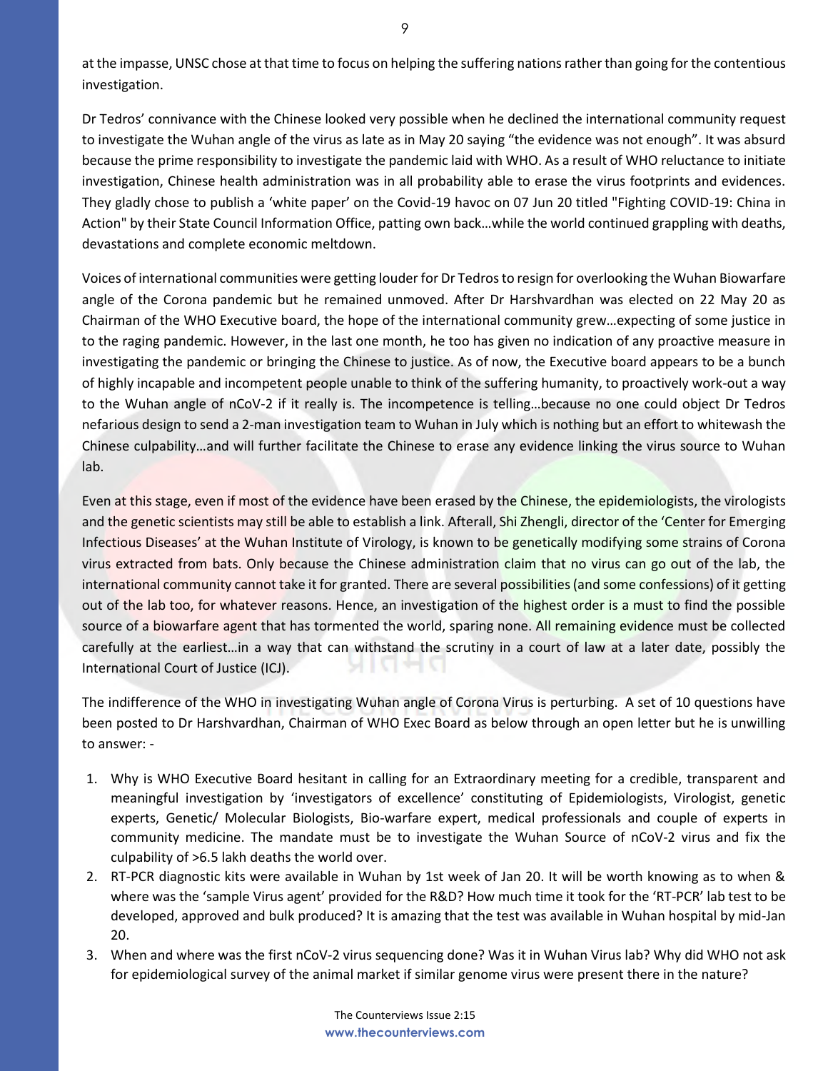at the impasse, UNSC chose at that time to focus on helping the suffering nations rather than going for the contentious investigation.

Dr Tedros' connivance with the Chinese looked very possible when he declined the international community request to investigate the Wuhan angle of the virus as late as in May 20 saying "the evidence was not enough". It was absurd because the prime responsibility to investigate the pandemic laid with WHO. As a result of WHO reluctance to initiate investigation, Chinese health administration was in all probability able to erase the virus footprints and evidences. They gladly chose to publish a 'white paper' on the Covid-19 havoc on 07 Jun 20 titled "Fighting COVID-19: China in Action" by their State Council Information Office, patting own back…while the world continued grappling with deaths, devastations and complete economic meltdown.

Voices of international communities were getting louder for Dr Tedros to resign for overlooking the Wuhan Biowarfare angle of the Corona pandemic but he remained unmoved. After Dr Harshvardhan was elected on 22 May 20 as Chairman of the WHO Executive board, the hope of the international community grew…expecting of some justice in to the raging pandemic. However, in the last one month, he too has given no indication of any proactive measure in investigating the pandemic or bringing the Chinese to justice. As of now, the Executive board appears to be a bunch of highly incapable and incompetent people unable to think of the suffering humanity, to proactively work-out a way to the Wuhan angle of nCoV-2 if it really is. The incompetence is telling…because no one could object Dr Tedros nefarious design to send a 2-man investigation team to Wuhan in July which is nothing but an effort to whitewash the Chinese culpability…and will further facilitate the Chinese to erase any evidence linking the virus source to Wuhan lab.

Even at this stage, even if most of the evidence have been erased by the Chinese, the epidemiologists, the virologists and the genetic scientists may still be able to establish a link. Afterall, Shi Zhengli, director of the 'Center for Emerging Infectious Diseases' at the Wuhan Institute of Virology, is known to be genetically modifying some strains of Corona virus extracted from bats. Only because the Chinese administration claim that no virus can go out of the lab, the international community cannot take it for granted. There are several possibilities (and some confessions) of it getting out of the lab too, for whatever reasons. Hence, an investigation of the highest order is a must to find the possible source of a biowarfare agent that has tormented the world, sparing none. All remaining evidence must be collected carefully at the earliest…in a way that can withstand the scrutiny in a court of law at a later date, possibly the International Court of Justice (ICJ).

The indifference of the WHO in investigating Wuhan angle of Corona Virus is perturbing. A set of 10 questions have been posted to Dr Harshvardhan, Chairman of WHO Exec Board as below through an open letter but he is unwilling to answer: -

1. Why is WHO Executive Board hesitant in calling for an Extraordinary meeting for a credible, transparent and meaningful investigation by 'investigators of excellence' constituting of Epidemiologists, Virologist, genetic experts, Genetic/ Molecular Biologists, Bio-warfare expert, medical professionals and couple of experts in community medicine. The mandate must be to investigate the Wuhan Source of nCoV-2 virus and fix the culpability of >6.5 lakh deaths the world over.
2. RT-PCR diagnostic kits were available in Wuhan by 1st week of Jan 20. It will be worth knowing as to when & where was the 'sample Virus agent' provided for the R&D? How much time it took for the 'RT-PCR' lab test to be developed, approved and bulk produced? It is amazing that the test was available in Wuhan hospital by mid-Jan 20.
3. When and where was the first nCoV-2 virus sequencing done? Was it in Wuhan Virus lab? Why did WHO not ask for epidemiological survey of the animal market if similar genome virus were present there in the nature?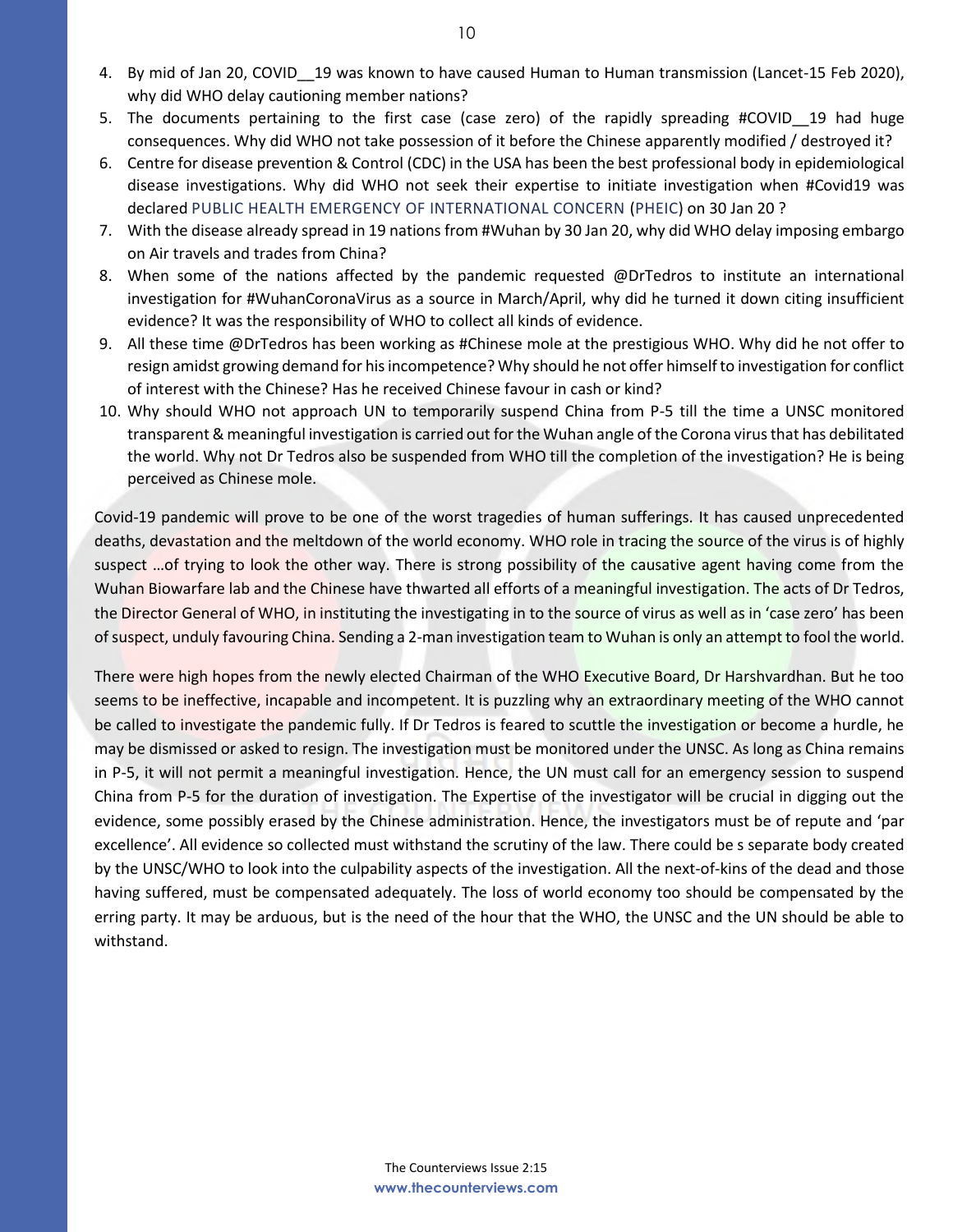4. By mid of Jan 20, COVID__19 was known to have caused Human to Human transmission (Lancet-15 Feb 2020), why did WHO delay cautioning member nations?
5. The documents pertaining to the first case (case zero) of the rapidly spreading #COVID__19 had huge consequences. Why did WHO not take possession of it before the Chinese apparently modified / destroyed it?
6. Centre for disease prevention & Control (CDC) in the USA has been the best professional body in epidemiological disease investigations. Why did WHO not seek their expertise to initiate investigation when #Covid19 was declared PUBLIC HEALTH EMERGENCY OF INTERNATIONAL CONCERN (PHEIC) on 30 Jan 20 ?
7. With the disease already spread in 19 nations from #Wuhan by 30 Jan 20, why did WHO delay imposing embargo on Air travels and trades from China?
8. When some of the nations affected by the pandemic requested @DrTedros to institute an international investigation for #WuhanCoronaVirus as a source in March/April, why did he turned it down citing insufficient evidence? It was the responsibility of WHO to collect all kinds of evidence.
9. All these time @DrTedros has been working as #Chinese mole at the prestigious WHO. Why did he not offer to resign amidst growing demand for his incompetence? Why should he not offer himself to investigation for conflict of interest with the Chinese? Has he received Chinese favour in cash or kind?
10. Why should WHO not approach UN to temporarily suspend China from P-5 till the time a UNSC monitored transparent & meaningful investigation is carried out for the Wuhan angle of the Corona virus that has debilitated the world. Why not Dr Tedros also be suspended from WHO till the completion of the investigation? He is being perceived as Chinese mole.

Covid-19 pandemic will prove to be one of the worst tragedies of human sufferings. It has caused unprecedented deaths, devastation and the meltdown of the world economy. WHO role in tracing the source of the virus is of highly suspect …of trying to look the other way. There is strong possibility of the causative agent having come from the Wuhan Biowarfare lab and the Chinese have thwarted all efforts of a meaningful investigation. The acts of Dr Tedros, the Director General of WHO, in instituting the investigating in to the source of virus as well as in 'case zero' has been of suspect, unduly favouring China. Sending a 2-man investigation team to Wuhan is only an attempt to fool the world.

There were high hopes from the newly elected Chairman of the WHO Executive Board, Dr Harshvardhan. But he too seems to be ineffective, incapable and incompetent. It is puzzling why an extraordinary meeting of the WHO cannot be called to investigate the pandemic fully. If Dr Tedros is feared to scuttle the investigation or become a hurdle, he may be dismissed or asked to resign. The investigation must be monitored under the UNSC. As long as China remains in P-5, it will not permit a meaningful investigation. Hence, the UN must call for an emergency session to suspend China from P-5 for the duration of investigation. The Expertise of the investigator will be crucial in digging out the evidence, some possibly erased by the Chinese administration. Hence, the investigators must be of repute and 'par excellence'. All evidence so collected must withstand the scrutiny of the law. There could be s separate body created by the UNSC/WHO to look into the culpability aspects of the investigation. All the next-of-kins of the dead and those having suffered, must be compensated adequately. The loss of world economy too should be compensated by the erring party. It may be arduous, but is the need of the hour that the WHO, the UNSC and the UN should be able to withstand.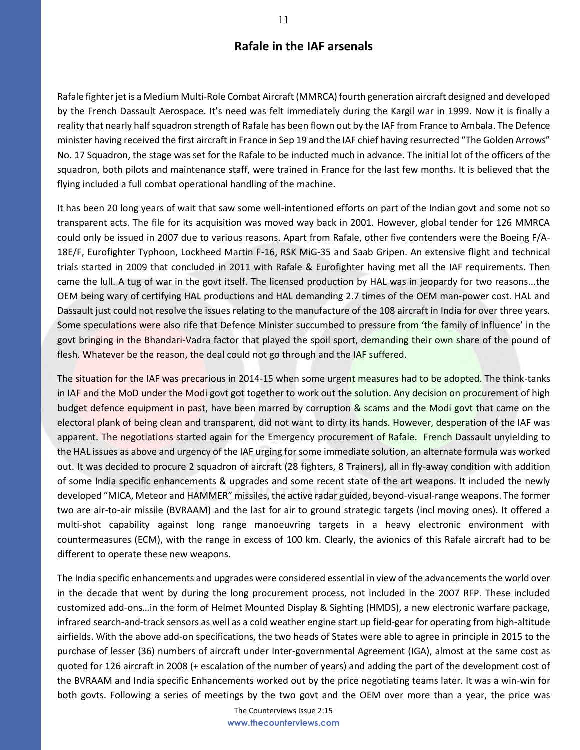## Rafale in the IAF arsenals

Rafale fighter jet is a Medium Multi-Role Combat Aircraft (MMRCA) fourth generation aircraft designed and developed by the French Dassault Aerospace. It's need was felt immediately during the Kargil war in 1999. Now it is finally a reality that nearly half squadron strength of Rafale has been flown out by the IAF from France to Ambala. The Defence minister having received the first aircraft in France in Sep 19 and the IAF chief having resurrected "The Golden Arrows" No. 17 Squadron, the stage was set for the Rafale to be inducted much in advance. The initial lot of the officers of the squadron, both pilots and maintenance staff, were trained in France for the last few months. It is believed that the flying included a full combat operational handling of the machine.

It has been 20 long years of wait that saw some well-intentioned efforts on part of the Indian govt and some not so transparent acts. The file for its acquisition was moved way back in 2001. However, global tender for 126 MMRCA could only be issued in 2007 due to various reasons. Apart from Rafale, other five contenders were the Boeing F/A-18E/F, Eurofighter Typhoon, Lockheed Martin F-16, RSK MiG-35 and Saab Gripen. An extensive flight and technical trials started in 2009 that concluded in 2011 with Rafale & Eurofighter having met all the IAF requirements. Then came the lull. A tug of war in the govt itself. The licensed production by HAL was in jeopardy for two reasons...the OEM being wary of certifying HAL productions and HAL demanding 2.7 times of the OEM man-power cost. HAL and Dassault just could not resolve the issues relating to the manufacture of the 108 aircraft in India for over three years. Some speculations were also rife that Defence Minister succumbed to pressure from 'the family of influence' in the govt bringing in the Bhandari-Vadra factor that played the spoil sport, demanding their own share of the pound of flesh. Whatever be the reason, the deal could not go through and the IAF suffered.

The situation for the IAF was precarious in 2014-15 when some urgent measures had to be adopted. The think-tanks in IAF and the MoD under the Modi govt got together to work out the solution. Any decision on procurement of high budget defence equipment in past, have been marred by corruption & scams and the Modi govt that came on the electoral plank of being clean and transparent, did not want to dirty its hands. However, desperation of the IAF was apparent. The negotiations started again for the Emergency procurement of Rafale. French Dassault unyielding to the HAL issues as above and urgency of the IAF urging for some immediate solution, an alternate formula was worked out. It was decided to procure 2 squadron of aircraft (28 fighters, 8 Trainers), all in fly-away condition with addition of some India specific enhancements & upgrades and some recent state of the art weapons. It included the newly developed "MICA, Meteor and HAMMER" missiles, the active radar guided, beyond-visual-range weapons. The former two are air-to-air missile (BVRAAM) and the last for air to ground strategic targets (incl moving ones). It offered a multi-shot capability against long range manoeuvring targets in a heavy electronic environment with countermeasures (ECM), with the range in excess of 100 km. Clearly, the avionics of this Rafale aircraft had to be different to operate these new weapons.

The India specific enhancements and upgrades were considered essential in view of the advancements the world over in the decade that went by during the long procurement process, not included in the 2007 RFP. These included customized add-ons…in the form of Helmet Mounted Display & Sighting (HMDS), a new electronic warfare package, infrared search-and-track sensors as well as a cold weather engine start up field-gear for operating from high-altitude airfields. With the above add-on specifications, the two heads of States were able to agree in principle in 2015 to the purchase of lesser (36) numbers of aircraft under Inter-governmental Agreement (IGA), almost at the same cost as quoted for 126 aircraft in 2008 (+ escalation of the number of years) and adding the part of the development cost of the BVRAAM and India specific Enhancements worked out by the price negotiating teams later. It was a win-win for both govts. Following a series of meetings by the two govt and the OEM over more than a year, the price was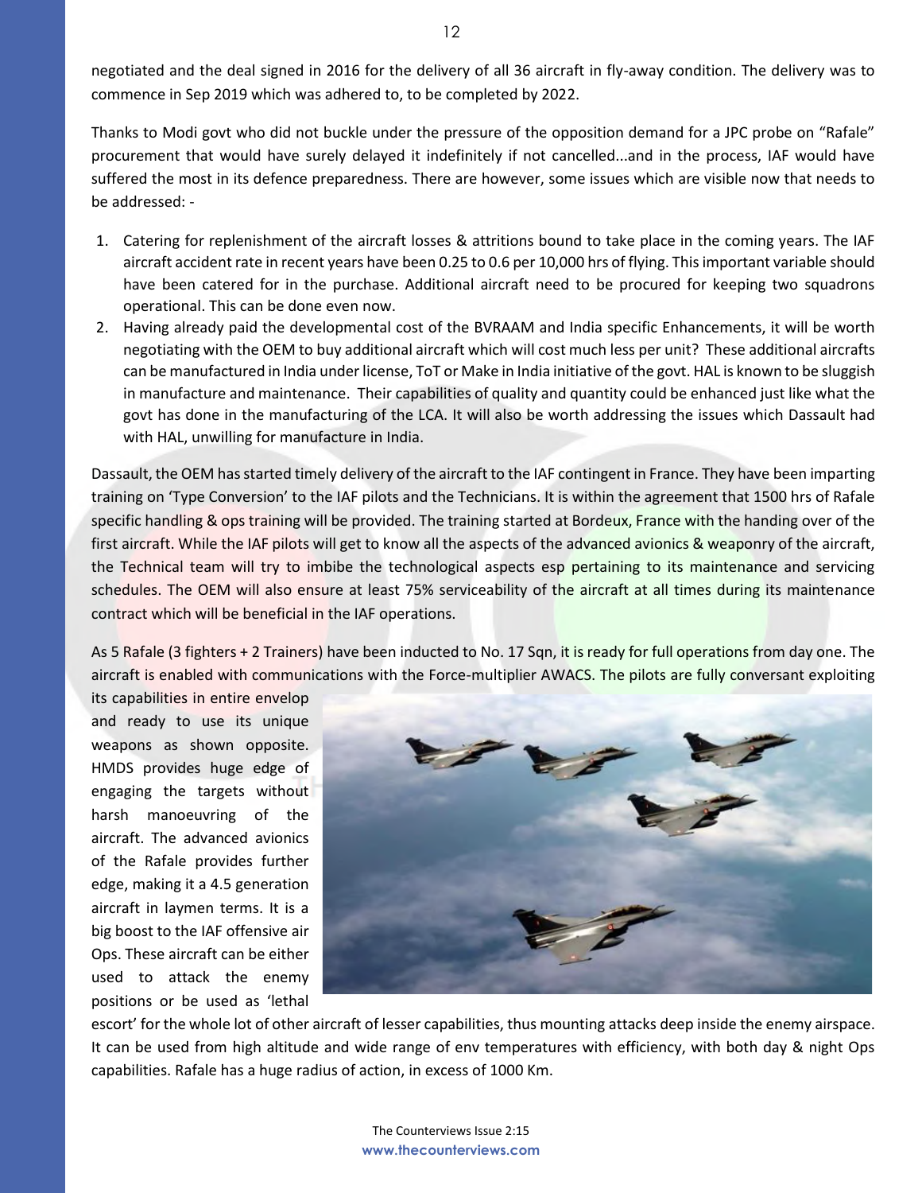negotiated and the deal signed in 2016 for the delivery of all 36 aircraft in fly-away condition. The delivery was to commence in Sep 2019 which was adhered to, to be completed by 2022.

Thanks to Modi govt who did not buckle under the pressure of the opposition demand for a JPC probe on "Rafale" procurement that would have surely delayed it indefinitely if not cancelled...and in the process, IAF would have suffered the most in its defence preparedness. There are however, some issues which are visible now that needs to be addressed: -

1. Catering for replenishment of the aircraft losses & attritions bound to take place in the coming years. The IAF aircraft accident rate in recent years have been 0.25 to 0.6 per 10,000 hrs of flying. This important variable should have been catered for in the purchase. Additional aircraft need to be procured for keeping two squadrons operational. This can be done even now.
2. Having already paid the developmental cost of the BVRAAM and India specific Enhancements, it will be worth negotiating with the OEM to buy additional aircraft which will cost much less per unit? These additional aircrafts can be manufactured in India under license, ToT or Make in India initiative of the govt. HAL is known to be sluggish in manufacture and maintenance. Their capabilities of quality and quantity could be enhanced just like what the govt has done in the manufacturing of the LCA. It will also be worth addressing the issues which Dassault had with HAL, unwilling for manufacture in India.

Dassault, the OEM has started timely delivery of the aircraft to the IAF contingent in France. They have been imparting training on 'Type Conversion' to the IAF pilots and the Technicians. It is within the agreement that 1500 hrs of Rafale specific handling & ops training will be provided. The training started at Bordeux, France with the handing over of the first aircraft. While the IAF pilots will get to know all the aspects of the advanced avionics & weaponry of the aircraft, the Technical team will try to imbibe the technological aspects esp pertaining to its maintenance and servicing schedules. The OEM will also ensure at least 75% serviceability of the aircraft at all times during its maintenance contract which will be beneficial in the IAF operations.

As 5 Rafale (3 fighters + 2 Trainers) have been inducted to No. 17 Sqn, it is ready for full operations from day one. The aircraft is enabled with communications with the Force-multiplier AWACS. The pilots are fully conversant exploiting its capabilities in entire envelop and ready to use its unique weapons as shown opposite. HMDS provides huge edge of engaging the targets without harsh manoeuvring of the aircraft. The advanced avionics of the Rafale provides further edge, making it a 4.5 generation aircraft in laymen terms. It is a big boost to the IAF offensive air Ops. These aircraft can be either used to attack the enemy positions or be used as 'lethal escort' for the whole lot of other aircraft of lesser capabilities, thus mounting attacks deep inside the enemy airspace. It can be used from high altitude and wide range of env temperatures with efficiency, with both day & night Ops capabilities. Rafale has a huge radius of action, in excess of 1000 Km.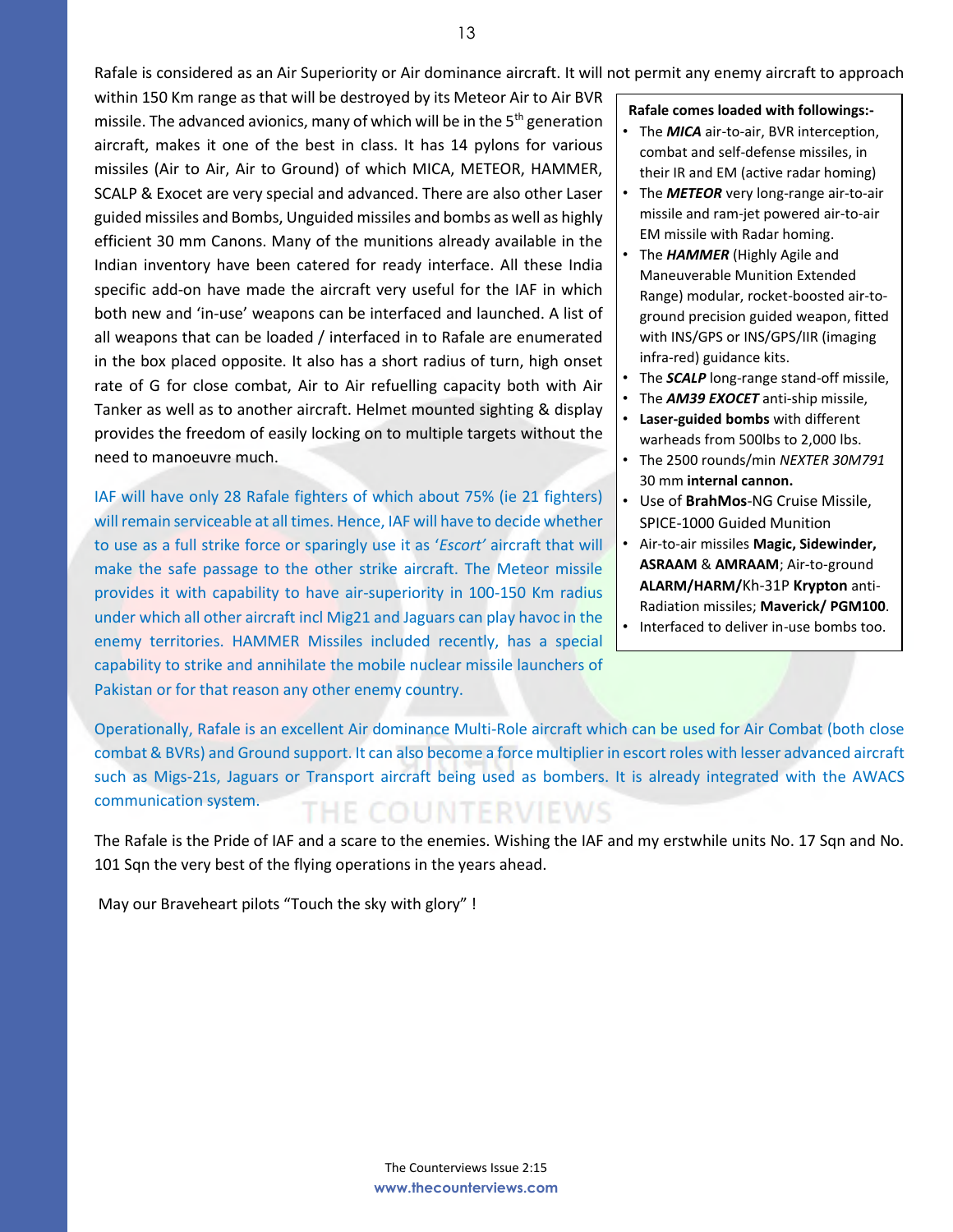Rafale is considered as an Air Superiority or Air dominance aircraft. It will not permit any enemy aircraft to approach within 150 Km range as that will be destroyed by its Meteor Air to Air BVR missile. The advanced avionics, many of which will be in the 5th generation aircraft, makes it one of the best in class. It has 14 pylons for various missiles (Air to Air, Air to Ground) of which MICA, METEOR, HAMMER, SCALP & Exocet are very special and advanced. There are also other Laser guided missiles and Bombs, Unguided missiles and bombs as well as highly efficient 30 mm Canons. Many of the munitions already available in the Indian inventory have been catered for ready interface. All these India specific add-on have made the aircraft very useful for the IAF in which both new and 'in-use' weapons can be interfaced and launched. A list of all weapons that can be loaded / interfaced in to Rafale are enumerated in the box placed opposite. It also has a short radius of turn, high onset rate of G for close combat, Air to Air refuelling capacity both with Air Tanker as well as to another aircraft. Helmet mounted sighting & display provides the freedom of easily locking on to multiple targets without the need to manoeuvre much.

**Rafale comes loaded with followings:-**

- The ***MICA*** air-to-air, BVR interception, combat and self-defense missiles, in their IR and EM (active radar homing)
- The ***METEOR*** very long-range air-to-air missile and ram-jet powered air-to-air EM missile with Radar homing.
- The ***HAMMER*** (Highly Agile and Maneuverable Munition Extended Range) modular, rocket-boosted air-to-ground precision guided weapon, fitted with INS/GPS or INS/GPS/IIR (imaging infra-red) guidance kits.
- The ***SCALP*** long-range stand-off missile,
- The ***AM39 EXOCET*** anti-ship missile,
- **Laser-guided bombs** with different warheads from 500lbs to 2,000 lbs.
- The 2500 rounds/min *NEXTER 30M791* 30 mm **internal cannon.**
- Use of **BrahMos**-NG Cruise Missile, SPICE-1000 Guided Munition
- Air-to-air missiles **Magic, Sidewinder, ASRAAM** & **AMRAAM**; Air-to-ground **ALARM/HARM/**Kh-31P **Krypton** anti-Radiation missiles; **Maverick/ PGM100**.
- Interfaced to deliver in-use bombs too.

IAF will have only 28 Rafale fighters of which about 75% (ie 21 fighters) will remain serviceable at all times. Hence, IAF will have to decide whether to use as a full strike force or sparingly use it as '*Escort'* aircraft that will make the safe passage to the other strike aircraft. The Meteor missile provides it with capability to have air-superiority in 100-150 Km radius under which all other aircraft incl Mig21 and Jaguars can play havoc in the enemy territories. HAMMER Missiles included recently, has a special capability to strike and annihilate the mobile nuclear missile launchers of Pakistan or for that reason any other enemy country.

Operationally, Rafale is an excellent Air dominance Multi-Role aircraft which can be used for Air Combat (both close combat & BVRs) and Ground support. It can also become a force multiplier in escort roles with lesser advanced aircraft such as Migs-21s, Jaguars or Transport aircraft being used as bombers. It is already integrated with the AWACS communication system.

The Rafale is the Pride of IAF and a scare to the enemies. Wishing the IAF and my erstwhile units No. 17 Sqn and No. 101 Sqn the very best of the flying operations in the years ahead.

May our Braveheart pilots "Touch the sky with glory" !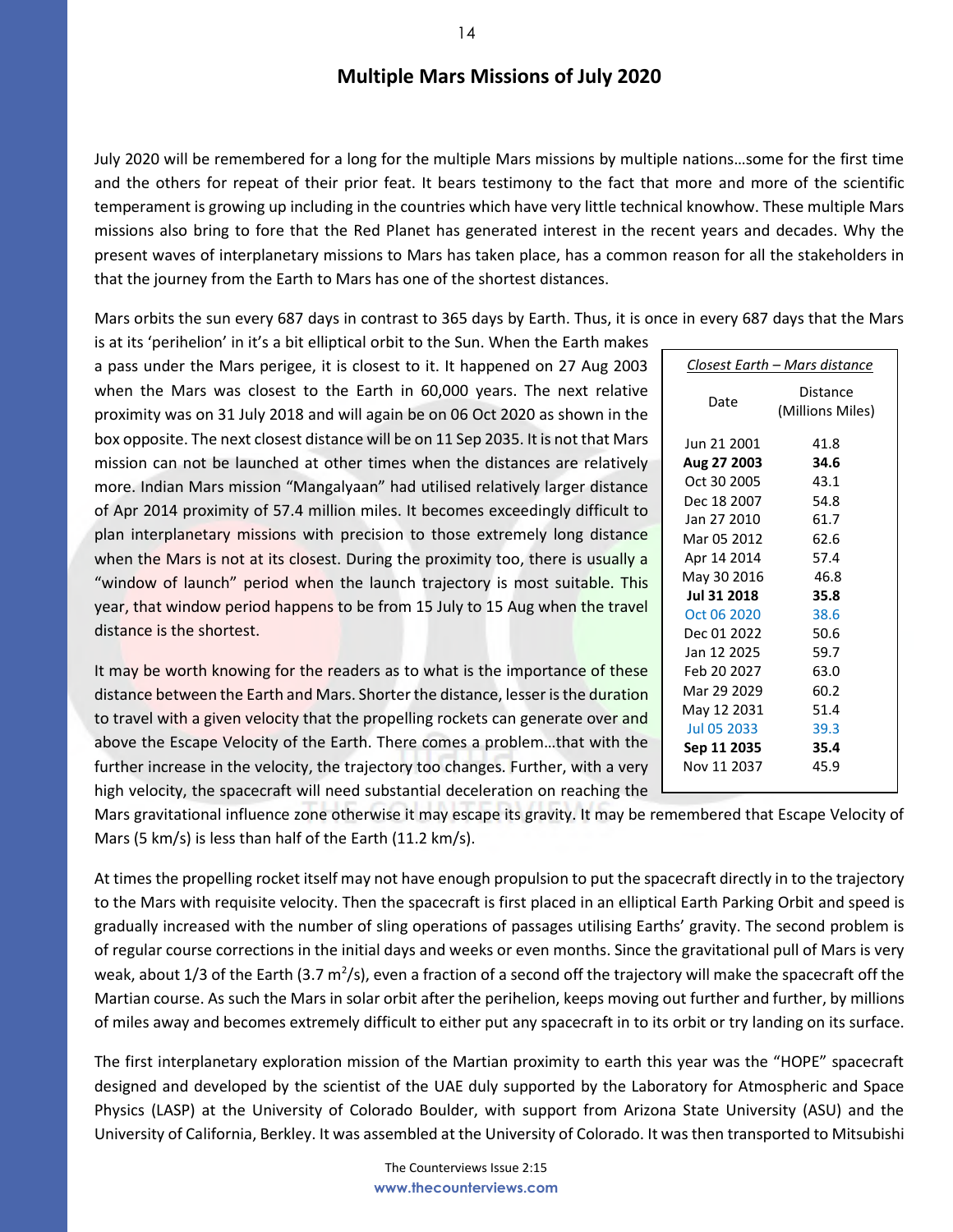## Multiple Mars Missions of July 2020

July 2020 will be remembered for a long for the multiple Mars missions by multiple nations…some for the first time and the others for repeat of their prior feat. It bears testimony to the fact that more and more of the scientific temperament is growing up including in the countries which have very little technical knowhow. These multiple Mars missions also bring to fore that the Red Planet has generated interest in the recent years and decades. Why the present waves of interplanetary missions to Mars has taken place, has a common reason for all the stakeholders in that the journey from the Earth to Mars has one of the shortest distances.

Mars orbits the sun every 687 days in contrast to 365 days by Earth. Thus, it is once in every 687 days that the Mars is at its 'perihelion' in it's a bit elliptical orbit to the Sun. When the Earth makes a pass under the Mars perigee, it is closest to it. It happened on 27 Aug 2003 when the Mars was closest to the Earth in 60,000 years. The next relative proximity was on 31 July 2018 and will again be on 06 Oct 2020 as shown in the box opposite. The next closest distance will be on 11 Sep 2035. It is not that Mars mission can not be launched at other times when the distances are relatively more. Indian Mars mission "Mangalyaan" had utilised relatively larger distance of Apr 2014 proximity of 57.4 million miles. It becomes exceedingly difficult to plan interplanetary missions with precision to those extremely long distance when the Mars is not at its closest. During the proximity too, there is usually a "window of launch" period when the launch trajectory is most suitable. This year, that window period happens to be from 15 July to 15 Aug when the travel distance is the shortest.

*Closest Earth – Mars distance*

| Date | Distance (Millions Miles) |
|---|---|
| Jun 21 2001 | 41.8 |
| **Aug 27 2003** | **34.6** |
| Oct 30 2005 | 43.1 |
| Dec 18 2007 | 54.8 |
| Jan 27 2010 | 61.7 |
| Mar 05 2012 | 62.6 |
| Apr 14 2014 | 57.4 |
| May 30 2016 | 46.8 |
| **Jul 31 2018** | **35.8** |
| Oct 06 2020 | 38.6 |
| Dec 01 2022 | 50.6 |
| Jan 12 2025 | 59.7 |
| Feb 20 2027 | 63.0 |
| Mar 29 2029 | 60.2 |
| May 12 2031 | 51.4 |
| Jul 05 2033 | 39.3 |
| **Sep 11 2035** | **35.4** |
| Nov 11 2037 | 45.9 |

It may be worth knowing for the readers as to what is the importance of these distance between the Earth and Mars. Shorter the distance, lesser is the duration to travel with a given velocity that the propelling rockets can generate over and above the Escape Velocity of the Earth. There comes a problem…that with the further increase in the velocity, the trajectory too changes. Further, with a very high velocity, the spacecraft will need substantial deceleration on reaching the Mars gravitational influence zone otherwise it may escape its gravity. It may be remembered that Escape Velocity of Mars (5 km/s) is less than half of the Earth (11.2 km/s).

At times the propelling rocket itself may not have enough propulsion to put the spacecraft directly in to the trajectory to the Mars with requisite velocity. Then the spacecraft is first placed in an elliptical Earth Parking Orbit and speed is gradually increased with the number of sling operations of passages utilising Earths' gravity. The second problem is of regular course corrections in the initial days and weeks or even months. Since the gravitational pull of Mars is very weak, about 1/3 of the Earth (3.7 $m^2/s$), even a fraction of a second off the trajectory will make the spacecraft off the Martian course. As such the Mars in solar orbit after the perihelion, keeps moving out further and further, by millions of miles away and becomes extremely difficult to either put any spacecraft in to its orbit or try landing on its surface.

The first interplanetary exploration mission of the Martian proximity to earth this year was the "HOPE" spacecraft designed and developed by the scientist of the UAE duly supported by the Laboratory for Atmospheric and Space Physics (LASP) at the University of Colorado Boulder, with support from Arizona State University (ASU) and the University of California, Berkley. It was assembled at the University of Colorado. It was then transported to Mitsubishi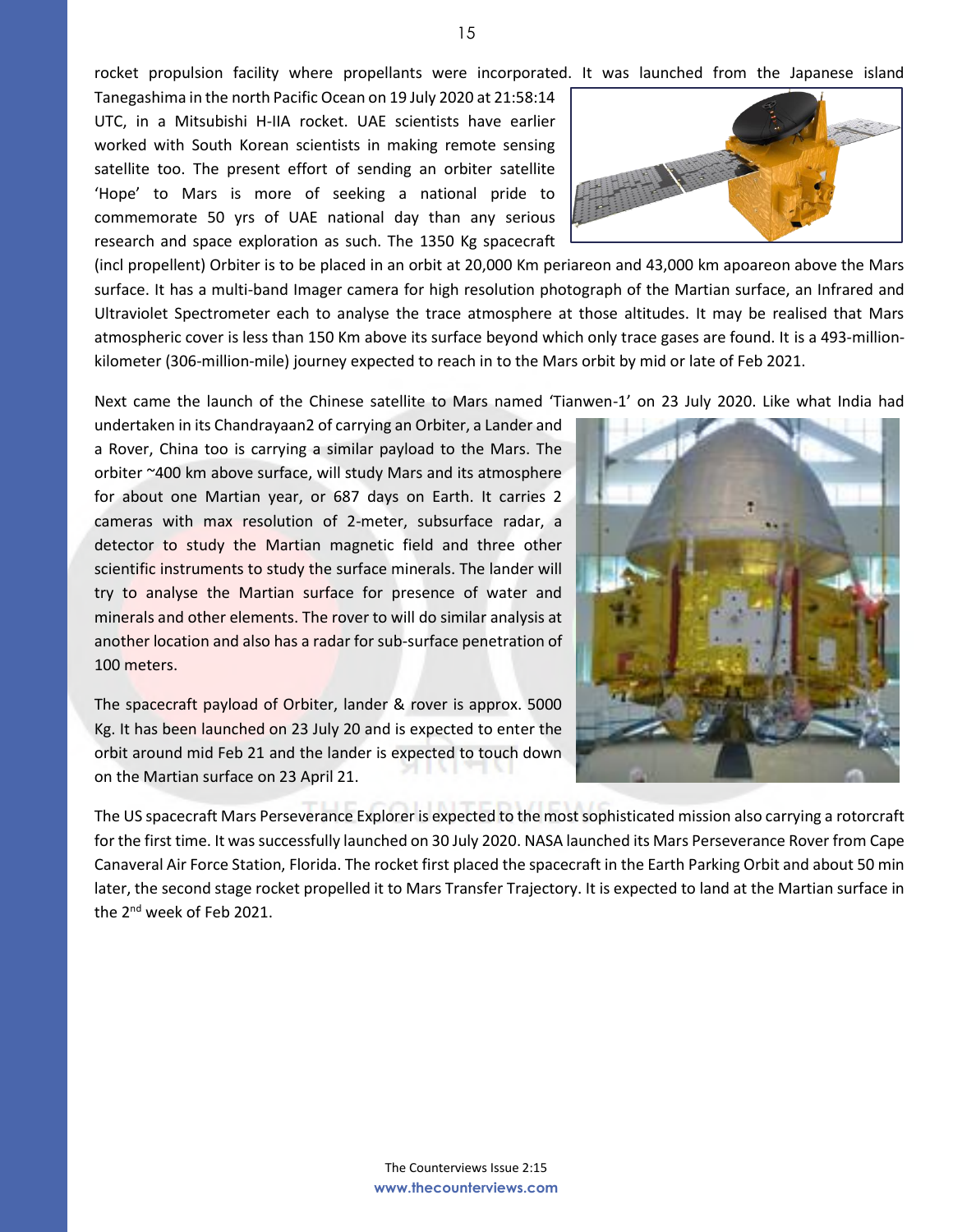rocket propulsion facility where propellants were incorporated. It was launched from the Japanese island Tanegashima in the north Pacific Ocean on 19 July 2020 at 21:58:14 UTC, in a Mitsubishi H-IIA rocket. UAE scientists have earlier worked with South Korean scientists in making remote sensing satellite too. The present effort of sending an orbiter satellite 'Hope' to Mars is more of seeking a national pride to commemorate 50 yrs of UAE national day than any serious research and space exploration as such. The 1350 Kg spacecraft (incl propellent) Orbiter is to be placed in an orbit at 20,000 Km periareon and 43,000 km apoareon above the Mars surface. It has a multi-band Imager camera for high resolution photograph of the Martian surface, an Infrared and Ultraviolet Spectrometer each to analyse the trace atmosphere at those altitudes. It may be realised that Mars atmospheric cover is less than 150 Km above its surface beyond which only trace gases are found. It is a 493-million-kilometer (306-million-mile) journey expected to reach in to the Mars orbit by mid or late of Feb 2021.

Next came the launch of the Chinese satellite to Mars named 'Tianwen-1' on 23 July 2020. Like what India had undertaken in its Chandrayaan2 of carrying an Orbiter, a Lander and a Rover, China too is carrying a similar payload to the Mars. The orbiter ~400 km above surface, will study Mars and its atmosphere for about one Martian year, or 687 days on Earth. It carries 2 cameras with max resolution of 2-meter, subsurface radar, a detector to study the Martian magnetic field and three other scientific instruments to study the surface minerals. The lander will try to analyse the Martian surface for presence of water and minerals and other elements. The rover to will do similar analysis at another location and also has a radar for sub-surface penetration of 100 meters.

The spacecraft payload of Orbiter, lander & rover is approx. 5000 Kg. It has been launched on 23 July 20 and is expected to enter the orbit around mid Feb 21 and the lander is expected to touch down on the Martian surface on 23 April 21.

The US spacecraft Mars Perseverance Explorer is expected to the most sophisticated mission also carrying a rotorcraft for the first time. It was successfully launched on 30 July 2020. NASA launched its Mars Perseverance Rover from Cape Canaveral Air Force Station, Florida. The rocket first placed the spacecraft in the Earth Parking Orbit and about 50 min later, the second stage rocket propelled it to Mars Transfer Trajectory. It is expected to land at the Martian surface in the 2nd week of Feb 2021.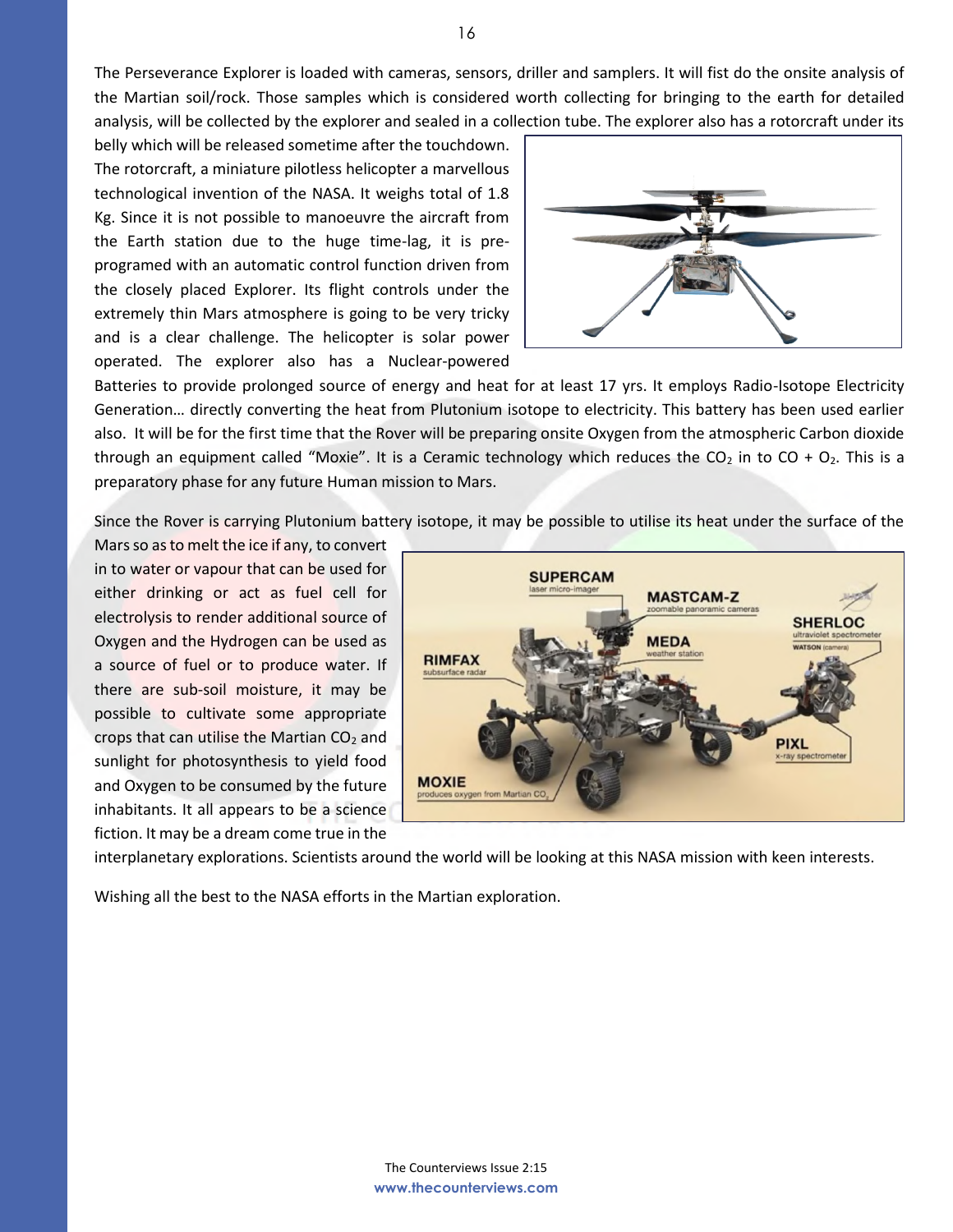The Perseverance Explorer is loaded with cameras, sensors, driller and samplers. It will fist do the onsite analysis of the Martian soil/rock. Those samples which is considered worth collecting for bringing to the earth for detailed analysis, will be collected by the explorer and sealed in a collection tube. The explorer also has a rotorcraft under its belly which will be released sometime after the touchdown. The rotorcraft, a miniature pilotless helicopter a marvellous technological invention of the NASA. It weighs total of 1.8 Kg. Since it is not possible to manoeuvre the aircraft from the Earth station due to the huge time-lag, it is pre-programed with an automatic control function driven from the closely placed Explorer. Its flight controls under the extremely thin Mars atmosphere is going to be very tricky and is a clear challenge. The helicopter is solar power operated. The explorer also has a Nuclear-powered Batteries to provide prolonged source of energy and heat for at least 17 yrs. It employs Radio-Isotope Electricity Generation… directly converting the heat from Plutonium isotope to electricity. This battery has been used earlier also. It will be for the first time that the Rover will be preparing onsite Oxygen from the atmospheric Carbon dioxide through an equipment called "Moxie". It is a Ceramic technology which reduces the $CO_2$ in to $CO + O_2$. This is a preparatory phase for any future Human mission to Mars.

Since the Rover is carrying Plutonium battery isotope, it may be possible to utilise its heat under the surface of the Mars so as to melt the ice if any, to convert in to water or vapour that can be used for either drinking or act as fuel cell for electrolysis to render additional source of Oxygen and the Hydrogen can be used as a source of fuel or to produce water. If there are sub-soil moisture, it may be possible to cultivate some appropriate crops that can utilise the Martian $CO_2$ and sunlight for photosynthesis to yield food and Oxygen to be consumed by the future inhabitants. It all appears to be a science fiction. It may be a dream come true in the interplanetary explorations. Scientists around the world will be looking at this NASA mission with keen interests.

Wishing all the best to the NASA efforts in the Martian exploration.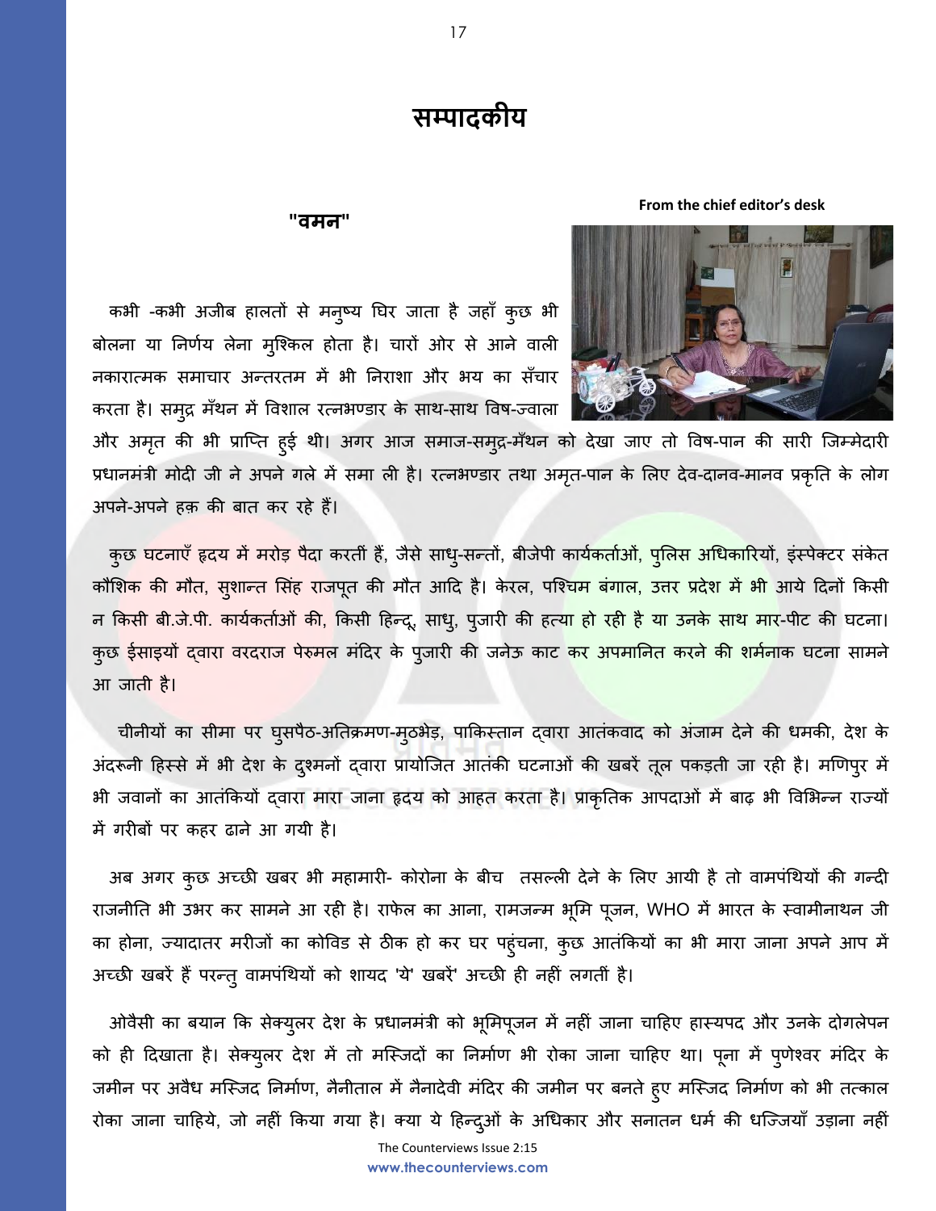# सम्पादकीय

**From the chief editor's desk**

## "वमन"

कभी -कभी अजीब हालतों से मनुष्य घिर जाता है जहाँ कुछ भी बोलना या निर्णय लेना मुश्किल होता है। चारों ओर से आने वाली नकारात्मक समाचार अन्तरतम में भी निराशा और भय का सँचार करता है। समुद्र मँथन में विशाल रत्नभण्डार के साथ-साथ विष-ज्वाला और अमृत की भी प्राप्ति हुई थी। अगर आज समाज-समुद्र-मँथन को देखा जाए तो विष-पान की सारी जिम्मेदारी प्रधानमंत्री मोदी जी ने अपने गले में समा ली है। रत्नभण्डार तथा अमृत-पान के लिए देव-दानव-मानव प्रकृति के लोग अपने-अपने हक़ की बात कर रहे हैं।

कुछ घटनाएँ हृदय में मरोड़ पैदा करतीं हैं, जैसे साधु-सन्तों, बीजेपी कार्यकर्ताओं, पुलिस अधिकारियों, इंस्पेक्टर संकेत कौशिक की मौत, सुशान्त सिंह राजपूत की मौत आदि है। केरल, पश्चिम बंगाल, उत्तर प्रदेश में भी आये दिनों किसी न किसी बी.जे.पी. कार्यकर्ताओं की, किसी हिन्दू, साधु, पुजारी की हत्या हो रही है या उनके साथ मार-पीट की घटना। कुछ ईसाइयों द्वारा वरदराज पेरुमल मंदिर के पुजारी की जनेऊ काट कर अपमानित करने की शर्मनाक घटना सामने आ जाती है।

चीनीयों का सीमा पर घुसपैठ-अतिक्रमण-मुठभेड़, पाकिस्तान द्वारा आतंकवाद को अंजाम देने की धमकी, देश के अंदरूनी हिस्से में भी देश के दुश्मनों द्वारा प्रायोजित आतंकी घटनाओं की खबरें तूल पकड़ती जा रही है। मणिपुर में भी जवानों का आतंकियों द्वारा मारा जाना हृदय को आहत करता है। प्राकृतिक आपदाओं में बाढ़ भी विभिन्न राज्यों में गरीबों पर कहर ढाने आ गयी है।

अब अगर कुछ अच्छी खबर भी महामारी- कोरोना के बीच तसल्ली देने के लिए आयी है तो वामपंथियों की गन्दी राजनीति भी उभर कर सामने आ रही है। राफेल का आना, रामजन्म भूमि पूजन, WHO में भारत के स्वामीनाथन जी का होना, ज्यादातर मरीजों का कोविड से ठीक हो कर घर पहुंचना, कुछ आतंकियों का भी मारा जाना अपने आप में अच्छी खबरें हैं परन्तु वामपंथियों को शायद 'ये' खबरें' अच्छी ही नहीं लगतीं है।

ओवैसी का बयान कि सेक्युलर देश के प्रधानमंत्री को भूमिपूजन में नहीं जाना चाहिए हास्यपद और उनके दोगलेपन को ही दिखाता है। सेक्युलर देश में तो मस्जिदों का निर्माण भी रोका जाना चाहिए था। पूना में पुणेश्वर मंदिर के जमीन पर अवैध मस्जिद निर्माण, नैनीताल में नैनादेवी मंदिर की जमीन पर बनते हुए मस्जिद निर्माण को भी तत्काल रोका जाना चाहिये, जो नहीं किया गया है। क्या ये हिन्दुओं के अधिकार और सनातन धर्म की धज्जियाँ उड़ाना नहीं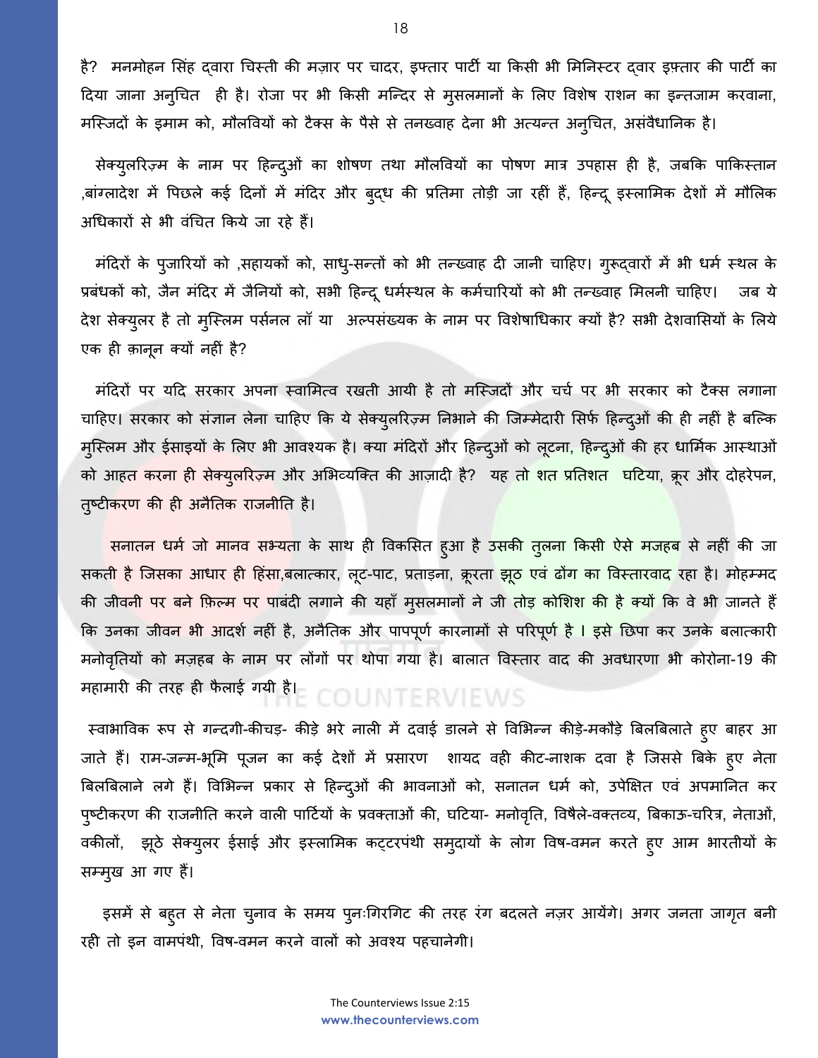है? मनमोहन सिंह द्वारा चिस्ती की मज़ार पर चादर, इफ्तार पार्टी या किसी भी मिनिस्टर द्वार इफ़्तार की पार्टी का दिया जाना अनुचित ही है। रोजा पर भी किसी मन्दिर से मुसलमानों के लिए विशेष राशन का इन्तजाम करवाना, मस्जिदों के इमाम को, मौलवियों को टैक्स के पैसे से तनख्वाह देना भी अत्यन्त अनुचित, असंवैधानिक है।

सेक्युलरिज़्म के नाम पर हिन्दुओं का शोषण तथा मौलवियों का पोषण मात्र उपहास ही है, जबकि पाकिस्तान ,बांग्लादेश में पिछले कई दिनों में मंदिर और बुद्ध की प्रतिमा तोड़ी जा रहीं हैं, हिन्दू इस्लामिक देशों में मौलिक अधिकारों से भी वंचित किये जा रहे हैं।

मंदिरों के पुजारियों को ,सहायकों को, साधु-सन्तों को भी तन्ख्वाह दी जानी चाहिए। गुरूद्वारों में भी धर्म स्थल के प्रबंधकों को, जैन मंदिर में जैनियों को, सभी हिन्दू धर्मस्थल के कर्मचारियों को भी तन्ख्वाह मिलनी चाहिए। जब ये देश सेक्युलर है तो मुस्लिम पर्सनल लॉ या अल्पसंख्यक के नाम पर विशेषाधिकार क्यों है? सभी देशवासियों के लिये एक ही क़ानून क्यों नहीं है?

मंदिरों पर यदि सरकार अपना स्वामित्व रखती आयी है तो मस्जिदों और चर्च पर भी सरकार को टैक्स लगाना चाहिए। सरकार को संज्ञान लेना चाहिए कि ये सेक्युलरिज़्म निभाने की जिम्मेदारी सिर्फ हिन्दुओं की ही नहीं है बल्कि मुस्लिम और ईसाइयों के लिए भी आवश्यक है। क्या मंदिरों और हिन्दुओं को लूटना, हिन्दुओं की हर धार्मिक आस्थाओं को आहत करना ही सेक्युलरिज़्म और अभिव्यक्ति की आज़ादी है? यह तो शत प्रतिशत घटिया, क्रूर और दोहरेपन, तुष्टीकरण की ही अनैतिक राजनीति है।

सनातन धर्म जो मानव सभ्यता के साथ ही विकसित हुआ है उसकी तुलना किसी ऐसे मजहब से नहीं की जा सकती है जिसका आधार ही हिंसा,बलात्कार, लूट-पाट, प्रताड़ना, क्रूरता झूठ एवं ढोंग का विस्तारवाद रहा है। मोहम्मद की जीवनी पर बने फ़िल्म पर पाबंदी लगाने की यहाँ मुसलमानों ने जी तोड़ कोशिश की है क्यों कि वे भी जानते हैं कि उनका जीवन भी आदर्श नहीं है, अनैतिक और पापपूर्ण कारनामों से परिपूर्ण है । इसे छिपा कर उनके बलात्कारी मनोवृतियों को मज़हब के नाम पर लोगों पर थोपा गया है। बालात विस्तार वाद की अवधारणा भी कोरोना-19 की महामारी की तरह ही फैलाई गयी है।

स्वाभाविक रूप से गन्दगी-कीचड़- कीड़े भरे नाली में दवाई डालने से विभिन्न कीड़े-मकौड़े बिलबिलाते हुए बाहर आ जाते हैं। राम-जन्म-भूमि पूजन का कई देशों में प्रसारण शायद वही कीट-नाशक दवा है जिससे बिके हुए नेता बिलबिलाने लगे हैं। विभिन्न प्रकार से हिन्दुओं की भावनाओं को, सनातन धर्म को, उपेक्षित एवं अपमानित कर पुष्टीकरण की राजनीति करने वाली पार्टियों के प्रवक्ताओं की, घटिया- मनोवृति, विषैले-वक्तव्य, बिकाऊ-चरित्र, नेताओं, वकीलों, झूठे सेक्युलर ईसाई और इस्लामिक कट्टरपंथी समुदायों के लोग विष-वमन करते हुए आम भारतीयों के सम्मुख आ गए हैं।

इसमें से बहुत से नेता चुनाव के समय पुनःगिरगिट की तरह रंग बदलते नज़र आयेंगे। अगर जनता जागृत बनी रही तो इन वामपंथी, विष-वमन करने वालों को अवश्य पहचानेगी।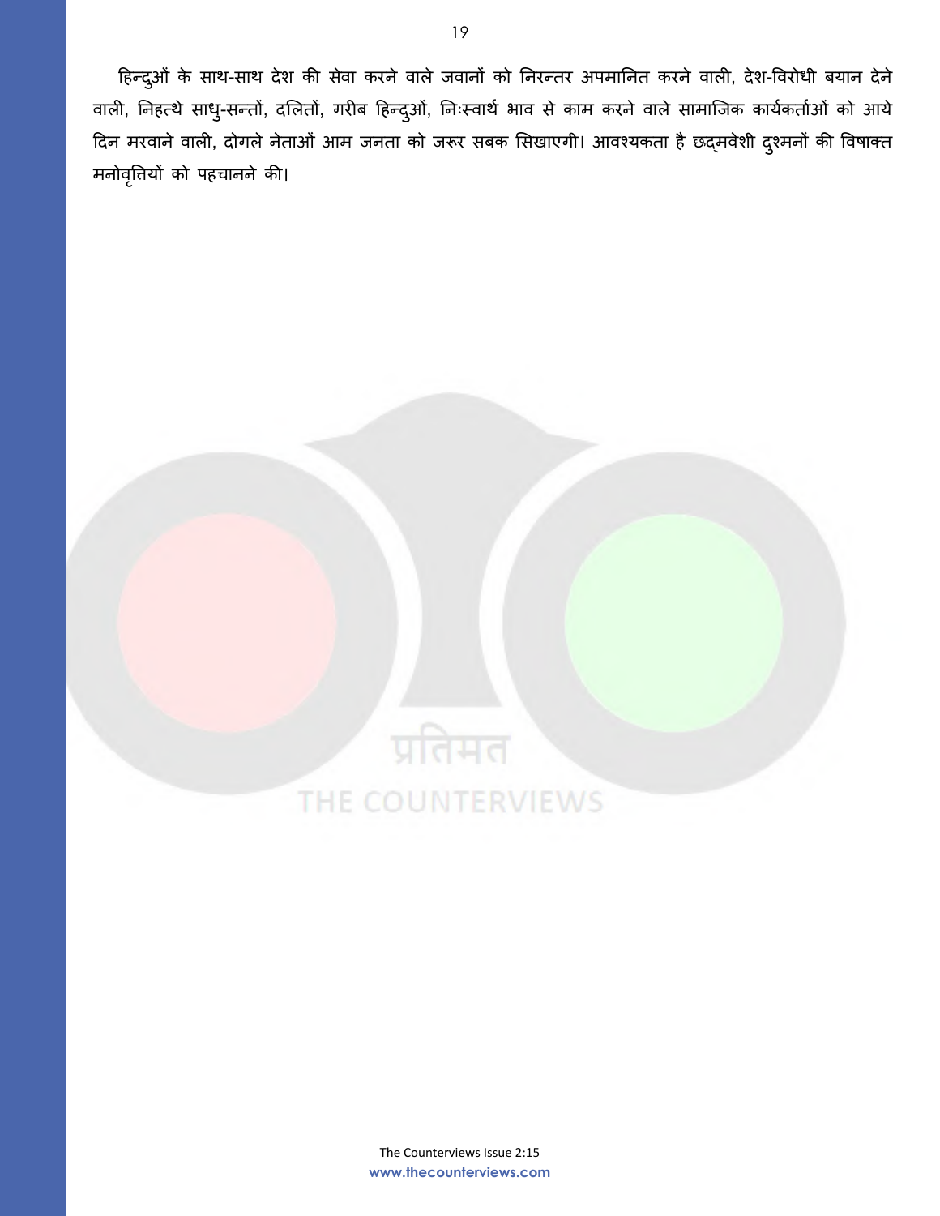हिन्दुओं के साथ-साथ देश की सेवा करने वाले जवानों को निरन्तर अपमानित करने वाली, देश-विरोधी बयान देने वाली, निहत्थे साधु-सन्तों, दलितों, गरीब हिन्दुओं, निःस्वार्थ भाव से काम करने वाले सामाजिक कार्यकर्ताओं को आये दिन मरवाने वाली, दोगले नेताओं आम जनता को जरूर सबक सिखाएगी। आवश्यकता है छद्मवेशी दुश्मनों की विषाक्त मनोवृत्तियों को पहचानने की।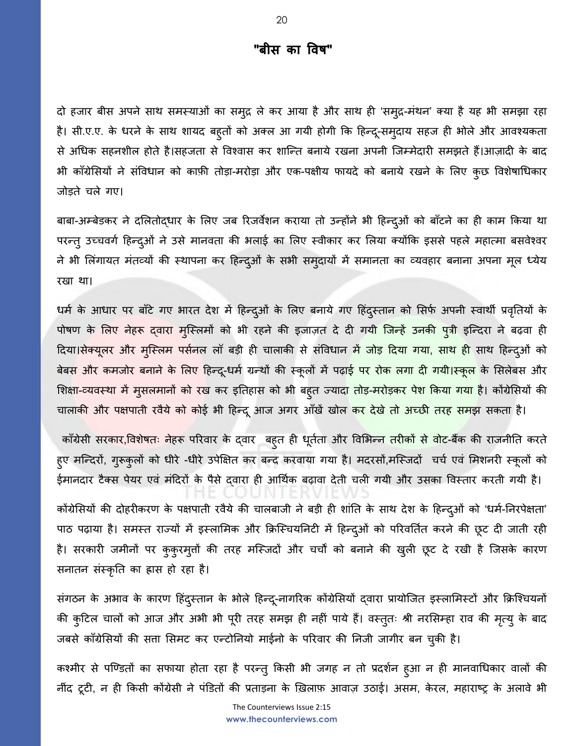# "बीस का विष"

दो हजार बीस अपने साथ समस्याओं का समुद्र ले कर आया है और साथ ही 'समुद्र-मंथन' क्या है यह भी समझा रहा है। सी.ए.ए. के धरने के साथ शायद बहुतों को अक्ल आ गयी होगी कि हिन्दू-समुदाय सहज ही भोले और आवश्यकता से अधिक सहनशील होते है।सहजता से विश्वास कर शान्ति बनाये रखना अपनी जिम्मेदारी समझते हैं।आज़ादी के बाद भी काँग्रेसियों ने संविधान को काफ़ी तोड़ा-मरोड़ा और एक-पक्षीय फायदे को बनाये रखने के लिए कुछ विशेषाधिकार जोड़ते चले गए।

बाबा-अम्बेडकर ने दलितोद्धार के लिए जब रिजर्वेशन कराया तो उन्होंने भी हिन्दुओं को बाँटने का ही काम किया था परन्तु उच्चवर्ग हिन्दुओं ने उसे मानवता की भलाई का लिए स्वीकार कर लिया क्योंकि इससे पहले महात्मा बसवेश्वर ने भी लिंगायत मंतव्यों की स्थापना कर हिन्दुओं के सभी समुदायों में समानता का व्यवहार बनाना अपना मूल ध्येय रखा था।

धर्म के आधार पर बाँटे गए भारत देश में हिन्दुओं के लिए बनाये गए हिंदुस्तान को सिर्फ अपनी स्वार्थी प्रवृतियों के पोषण के लिए नेहरू द्वारा मुस्लिमों को भी रहने की इजाज़त दे दी गयी जिन्हें उनकी पुत्री इन्दिरा ने बढ़वा ही दिया।सेक्यूलर और मुस्लिम पर्सनल लॉ बड़ी ही चालाकी से संविधान में जोड़ दिया गया, साथ ही साथ हिन्दुओं को बेबस और कमजोर बनाने के लिए हिन्दू-धर्म ग्रन्थों की स्कूलों में पढ़ाई पर रोक लगा दी गयी।स्कूल के सिलेबस और शिक्षा-व्यवस्था में मुसलमानों को रख कर इतिहास को भी बहुत ज्यादा तोड़-मरोड़कर पेश किया गया है। कोंग्रेसियों की चालाकी और पक्षपाती रवैये को कोई भी हिन्दू आज अगर आँखें खोल कर देखे तो अच्छी तरह समझ सकता है।

काँग्रेसी सरकार,विशेषतः नेहरू परिवार के द्वार बहुत ही धूर्तता और विभिन्न तरीकों से वोट-बैंक की राजनीति करते हुए मन्दिरों, गुरूकुलों को धीरे -धीरे उपेक्षित कर बन्द करवाया गया है। मदरसों,मस्जिदों चर्च एवं मिशनरी स्कूलों को ईमानदार टैक्स पेयर एवं मंदिरों के पैसे द्वारा ही आर्थिक बढ़ावा देती चली गयी और उसका विस्तार करती गयी है।

कोंग्रेसियों की दोहरीकरण के पक्षपाती रवैये की चालबाजी ने बड़ी ही शांति के साथ देश के हिन्दुओं को 'धर्म-निरपेक्षता' पाठ पढ़ाया है। समस्त राज्यों में इस्लामिक और क्रिस्चियनिटी में हिन्दुओं को परिवर्तित करने की छूट दी जाती रही है। सरकारी जमीनों पर कुकुरमुत्तों की तरह मस्जिदों और चर्चो को बनाने की खुली छूट दे रखी है जिसके कारण सनातन संस्कृति का ह्रास हो रहा है।

संगठन के अभाव के कारण हिंदुस्तान के भोले हिन्दू-नागरिक कोंग्रेसियों द्वारा प्रायोजित इस्लामिस्टों और क्रिश्चियनों की कुटिल चालों को आज और अभी भी पूरी तरह समझ ही नहीं पाये हैं। वस्तुतः श्री नरसिम्हा राव की मृत्यु के बाद जबसे काँग्रेसियों की सत्ता सिमट कर एन्टोनियो माईनो के परिवार की निजी जागीर बन चुकी है।

कश्मीर से पण्डितों का सफाया होता रहा है परन्तु किसी भी जगह न तो प्रदर्शन हुआ न ही मानवाधिकार वालों की नींद टूटी, न ही किसी कोंग्रेसी ने पंडितों की प्रताड़ना के ख़िलाफ़ आवाज़ उठाई। असम, केरल, महाराष्ट्र के अलावे भी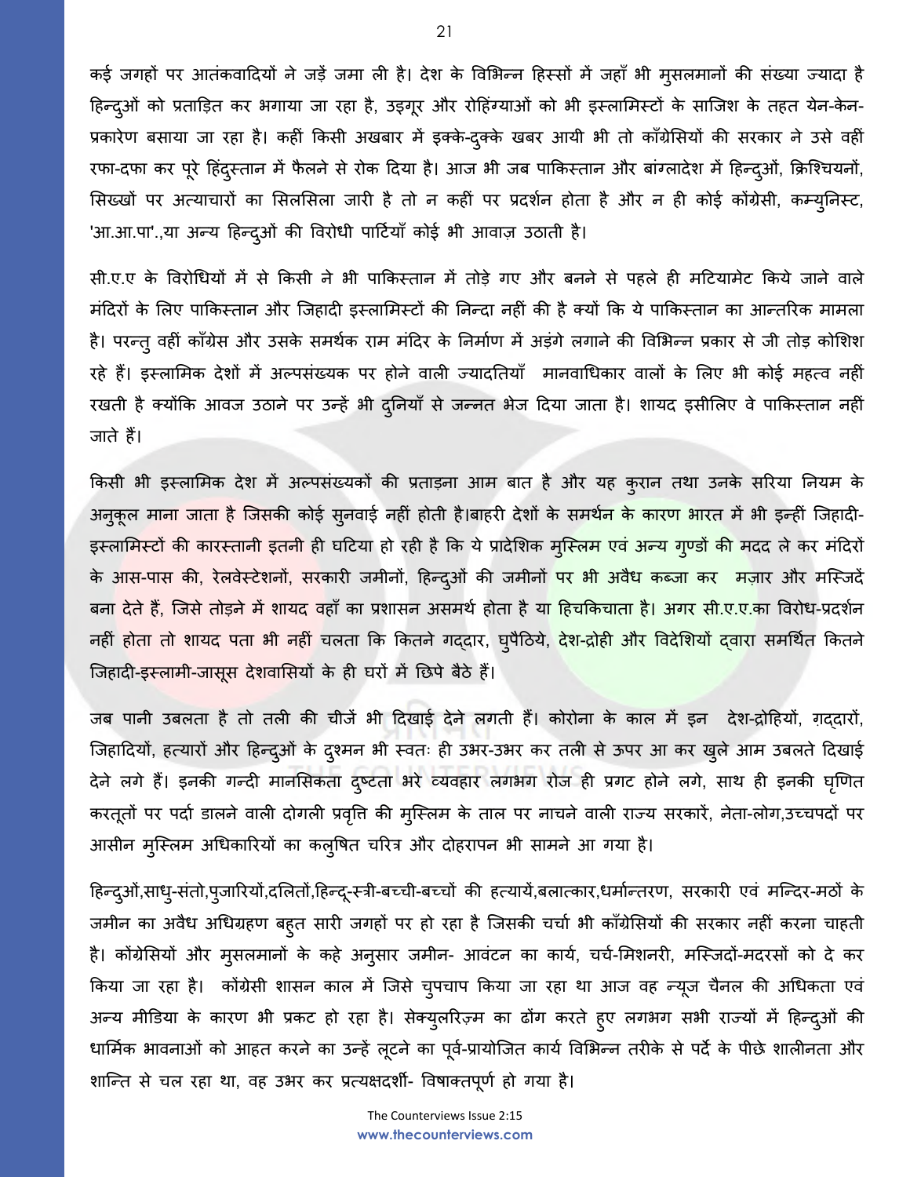कई जगहों पर आतंकवादियों ने जड़ें जमा ली है। देश के विभिन्न हिस्सों में जहाँ भी मुसलमानों की संख्या ज्यादा है हिन्दुओं को प्रताड़ित कर भगाया जा रहा है, उइगूर और रोहिंग्याओं को भी इस्लामिस्टों के साजिश के तहत येन-केन-प्रकारेण बसाया जा रहा है। कहीं किसी अखबार में इक्के-दुक्के खबर आयी भी तो कॉंग्रेसियों की सरकार ने उसे वहीं रफा-दफा कर पूरे हिंदुस्तान में फैलने से रोक दिया है। आज भी जब पाकिस्तान और बांग्लादेश में हिन्दुओं, क्रिश्चियनों, सिख्खों पर अत्याचारों का सिलसिला जारी है तो न कहीं पर प्रदर्शन होता है और न ही कोई कॉंग्रेसी, कम्युनिस्ट, 'आ.आ.पा'.,या अन्य हिन्दुओं की विरोधी पार्टियाँ कोई भी आवाज़ उठाती है।

सी.ए.ए के विरोधियों में से किसी ने भी पाकिस्तान में तोड़े गए और बनने से पहले ही मटियामेट किये जाने वाले मंदिरों के लिए पाकिस्तान और जिहादी इस्लामिस्टों की निन्दा नहीं की है क्यों कि ये पाकिस्तान का आन्तरिक मामला है। परन्तु वहीं कॉंग्रेस और उसके समर्थक राम मंदिर के निर्माण में अड़ंगे लगाने की विभिन्न प्रकार से जी तोड़ कोशिश रहे हैं। इस्लामिक देशों में अल्पसंख्यक पर होने वाली ज्यादतियाँ मानवाधिकार वालों के लिए भी कोई महत्व नहीं रखती है क्योंकि आवज उठाने पर उन्हें भी दुनियाँ से जन्नत भेज दिया जाता है। शायद इसीलिए वे पाकिस्तान नहीं जाते हैं।

किसी भी इस्लामिक देश में अल्पसंख्यकों की प्रताड़ना आम बात है और यह कुरान तथा उनके सरिया नियम के अनुकूल माना जाता है जिसकी कोई सुनवाई नहीं होती है।बाहरी देशों के समर्थन के कारण भारत में भी इन्हीं जिहादी-इस्लामिस्टों की कारस्तानी इतनी ही घटिया हो रही है कि ये प्रादेशिक मुस्लिम एवं अन्य गुण्डों की मदद ले कर मंदिरों के आस-पास की, रेलवेस्टेशनों, सरकारी जमीनों, हिन्दुओं की जमीनों पर भी अवैध कब्जा कर मज़ार और मस्जिदें बना देते हैं, जिसे तोड़ने में शायद वहाँ का प्रशासन असमर्थ होता है या हिचकिचाता है। अगर सी.ए.ए.का विरोध-प्रदर्शन नहीं होता तो शायद पता भी नहीं चलता कि कितने गद्दार, घुपैठिये, देश-द्रोही और विदेशियों द्वारा समर्थित कितने जिहादी-इस्लामी-जासूस देशवासियों के ही घरों में छिपे बैठे हैं।

जब पानी उबलता है तो तली की चीजें भी दिखाई देने लगती हैं। कोरोना के काल में इन देश-द्रोहियों, ग़द्दारों, जिहादियों, हत्यारों और हिन्दुओं के दुश्मन भी स्वतः ही उभर-उभर कर तली से ऊपर आ कर खुले आम उबलते दिखाई देने लगे हैं। इनकी गन्दी मानसिकता दुष्टता भरे व्यवहार लगभग रोज ही प्रगट होने लगे, साथ ही इनकी घृणित करतूतों पर पर्दा डालने वाली दोगली प्रवृत्ति की मुस्लिम के ताल पर नाचने वाली राज्य सरकारें, नेता-लोग,उच्चपदों पर आसीन मुस्लिम अधिकारियों का कलुषित चरित्र और दोहरापन भी सामने आ गया है।

हिन्दुओं,साधु-संतो,पुजारियों,दलितों,हिन्दू-स्त्री-बच्ची-बच्चों की हत्यायें,बलात्कार,धर्मान्तरण, सरकारी एवं मन्दिर-मठों के जमीन का अवैध अधिग्रहण बहुत सारी जगहों पर हो रहा है जिसकी चर्चा भी कॉंग्रेसियों की सरकार नहीं करना चाहती है। कोंग्रेसियों और मुसलमानों के कहे अनुसार जमीन- आवंटन का कार्य, चर्च-मिशनरी, मस्जिदों-मदरसों को दे कर किया जा रहा है। कोंग्रेसी शासन काल में जिसे चुपचाप किया जा रहा था आज वह न्यूज चैनल की अधिकता एवं अन्य मीडिया के कारण भी प्रकट हो रहा है। सेक्युलरिज़्म का ढोंग करते हुए लगभग सभी राज्यों में हिन्दुओं की धार्मिक भावनाओं को आहत करने का उन्हें लूटने का पूर्व-प्रायोजित कार्य विभिन्न तरीके से पर्दे के पीछे शालीनता और शान्ति से चल रहा था, वह उभर कर प्रत्यक्षदर्शी- विषाक्तपूर्ण हो गया है।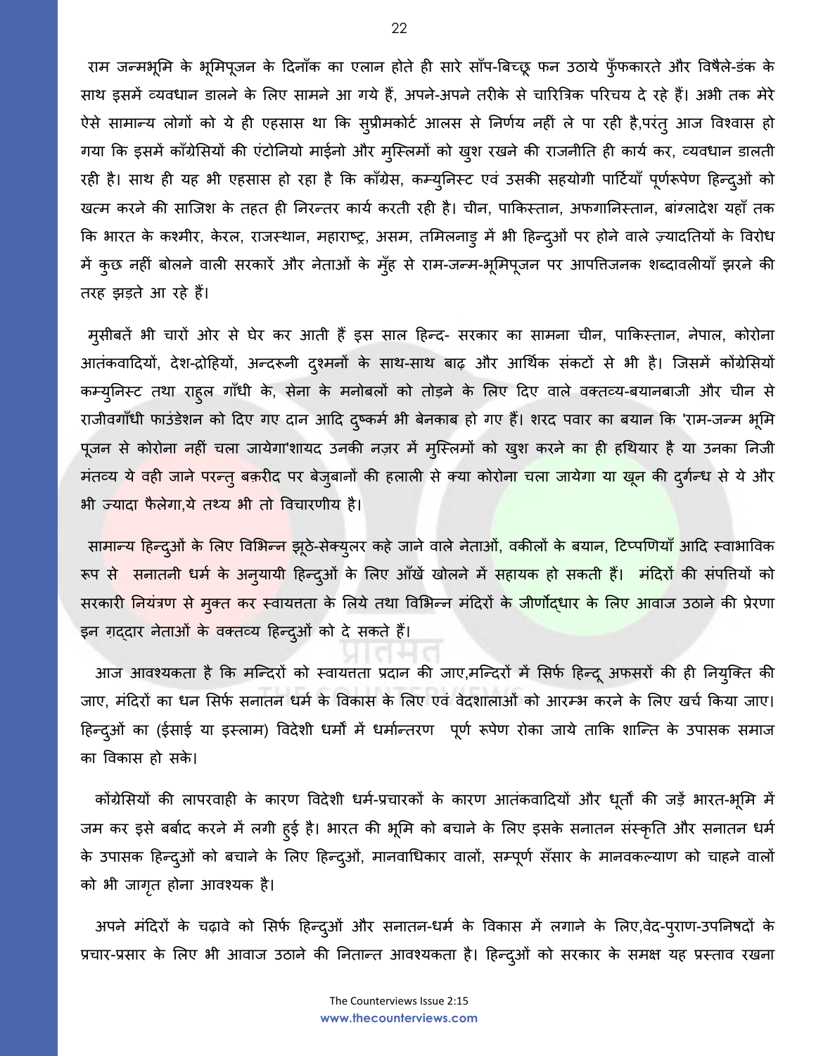राम जन्मभूमि के भूमिपूजन के दिनाँक का एलान होते ही सारे साँप-बिच्छू फन उठाये फुँफकारते और विषैले-डंक के साथ इसमें व्यवधान डालने के लिए सामने आ गये हैं, अपने-अपने तरीके से चारित्रिक परिचय दे रहे हैं। अभी तक मेरे ऐसे सामान्य लोगों को ये ही एहसास था कि सुप्रीमकोर्ट आलस से निर्णय नहीं ले पा रही है,परंतु आज विश्वास हो गया कि इसमें काँग्रेसियों की एंटोनियो माईनो और मुस्लिमों को खुश रखने की राजनीति ही कार्य कर, व्यवधान डालती रही है। साथ ही यह भी एहसास हो रहा है कि काँग्रेस, कम्युनिस्ट एवं उसकी सहयोगी पार्टियाँ पूर्णरूपेण हिन्दुओं को खत्म करने की साजिश के तहत ही निरन्तर कार्य करती रही है। चीन, पाकिस्तान, अफगानिस्तान, बांग्लादेश यहाँ तक कि भारत के कश्मीर, केरल, राजस्थान, महाराष्ट्र, असम, तमिलनाडु में भी हिन्दुओं पर होने वाले ज़्यादतियों के विरोध में कुछ नहीं बोलने वाली सरकारें और नेताओं के मुँह से राम-जन्म-भूमिपूजन पर आपत्तिजनक शब्दावलीयाँ झरने की तरह झड़ते आ रहे हैं।

मुसीबतें भी चारों ओर से घेर कर आती हैं इस साल हिन्द- सरकार का सामना चीन, पाकिस्तान, नेपाल, कोरोना आतंकवादियों, देश-द्रोहियों, अन्दरूनी दुश्मनों के साथ-साथ बाढ़ और आर्थिक संकटों से भी है। जिसमें कोंग्रेसियों कम्युनिस्ट तथा राहुल गाँधी के, सेना के मनोबलों को तोड़ने के लिए दिए वाले वक्तव्य-बयानबाजी और चीन से राजीवगाँधी फाउंडेशन को दिए गए दान आदि दुष्कर्म भी बेनकाब हो गए हैं। शरद पवार का बयान कि 'राम-जन्म भूमि पूजन से कोरोना नहीं चला जायेगा'शायद उनकी नज़र में मुस्लिमों को खुश करने का ही हथियार है या उनका निजी मंतव्य ये वही जाने परन्तु बक़रीद पर बेजुबानों की हलाली से क्या कोरोना चला जायेगा या खून की दुर्गन्ध से ये और भी ज्यादा फैलेगा,ये तथ्य भी तो विचारणीय है।

सामान्य हिन्दुओं के लिए विभिन्न झूठे-सेक्युलर कहे जाने वाले नेताओं, वकीलों के बयान, टिप्पणियाँ आदि स्वाभाविक रूप से सनातनी धर्म के अनुयायी हिन्दुओं के लिए आँखें खोलने में सहायक हो सकती हैं। मंदिरों की संपत्तियों को सरकारी नियंत्रण से मुक्त कर स्वायत्तता के लिये तथा विभिन्न मंदिरों के जीर्णोद्धार के लिए आवाज उठाने की प्रेरणा इन ग़द्दार नेताओं के वक्तव्य हिन्दुओं को दे सकते हैं।

आज आवश्यकता है कि मन्दिरों को स्वायत्तता प्रदान की जाए,मन्दिरों में सिर्फ हिन्दू अफसरों की ही नियुक्ति की जाए, मंदिरों का धन सिर्फ सनातन धर्म के विकास के लिए एवं वेदशालाओं को आरम्भ करने के लिए खर्च किया जाए। हिन्दुओं का (ईसाई या इस्लाम) विदेशी धर्मों में धर्मान्तरण पूर्ण रूपेण रोका जाये ताकि शान्ति के उपासक समाज का विकास हो सके।

कोंग्रेसियों की लापरवाही के कारण विदेशी धर्म-प्रचारकों के कारण आतंकवादियों और धूर्तों की जड़ें भारत-भूमि में जम कर इसे बर्बाद करने में लगी हुई है। भारत की भूमि को बचाने के लिए इसके सनातन संस्कृति और सनातन धर्म के उपासक हिन्दुओं को बचाने के लिए हिन्दुओं, मानवाधिकार वालों, सम्पूर्ण सँसार के मानवकल्याण को चाहने वालों को भी जागृत होना आवश्यक है।

अपने मंदिरों के चढ़ावे को सिर्फ हिन्दुओं और सनातन-धर्म के विकास में लगाने के लिए,वेद-पुराण-उपनिषदों के प्रचार-प्रसार के लिए भी आवाज उठाने की नितान्त आवश्यकता है। हिन्दुओं को सरकार के समक्ष यह प्रस्ताव रखना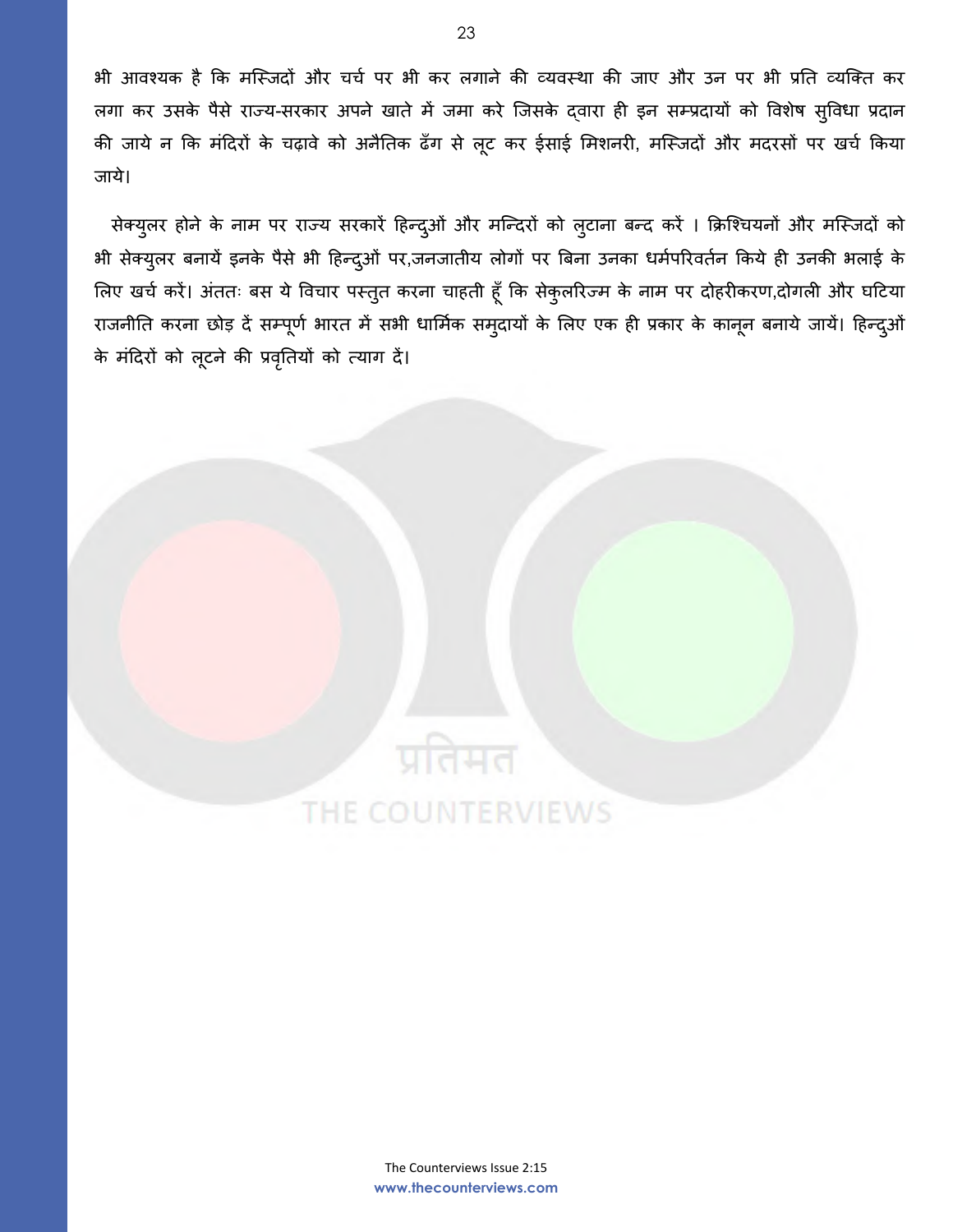भी आवश्यक है कि मस्जिदों और चर्च पर भी कर लगाने की व्यवस्था की जाए और उन पर भी प्रति व्यक्ति कर लगा कर उसके पैसे राज्य-सरकार अपने खाते में जमा करे जिसके द्वारा ही इन सम्प्रदायों को विशेष सुविधा प्रदान की जाये न कि मंदिरों के चढ़ावे को अनैतिक ढँग से लूट कर ईसाई मिशनरी, मस्जिदों और मदरसों पर खर्च किया जाये।

सेक्युलर होने के नाम पर राज्य सरकारें हिन्दुओं और मन्दिरों को लुटाना बन्द करें । क्रिश्चियनों और मस्जिदों को भी सेक्युलर बनायें इनके पैसे भी हिन्दुओं पर,जनजातीय लोगों पर बिना उनका धर्मपरिवर्तन किये ही उनकी भलाई के लिए खर्च करें। अंततः बस ये विचार पस्तुत करना चाहती हूँ कि सेकुलरिज्म के नाम पर दोहरीकरण,दोगली और घटिया राजनीति करना छोड़ दें सम्पूर्ण भारत में सभी धार्मिक समुदायों के लिए एक ही प्रकार के कानून बनाये जायें। हिन्दुओं के मंदिरों को लूटने की प्रवृतियों को त्याग दें।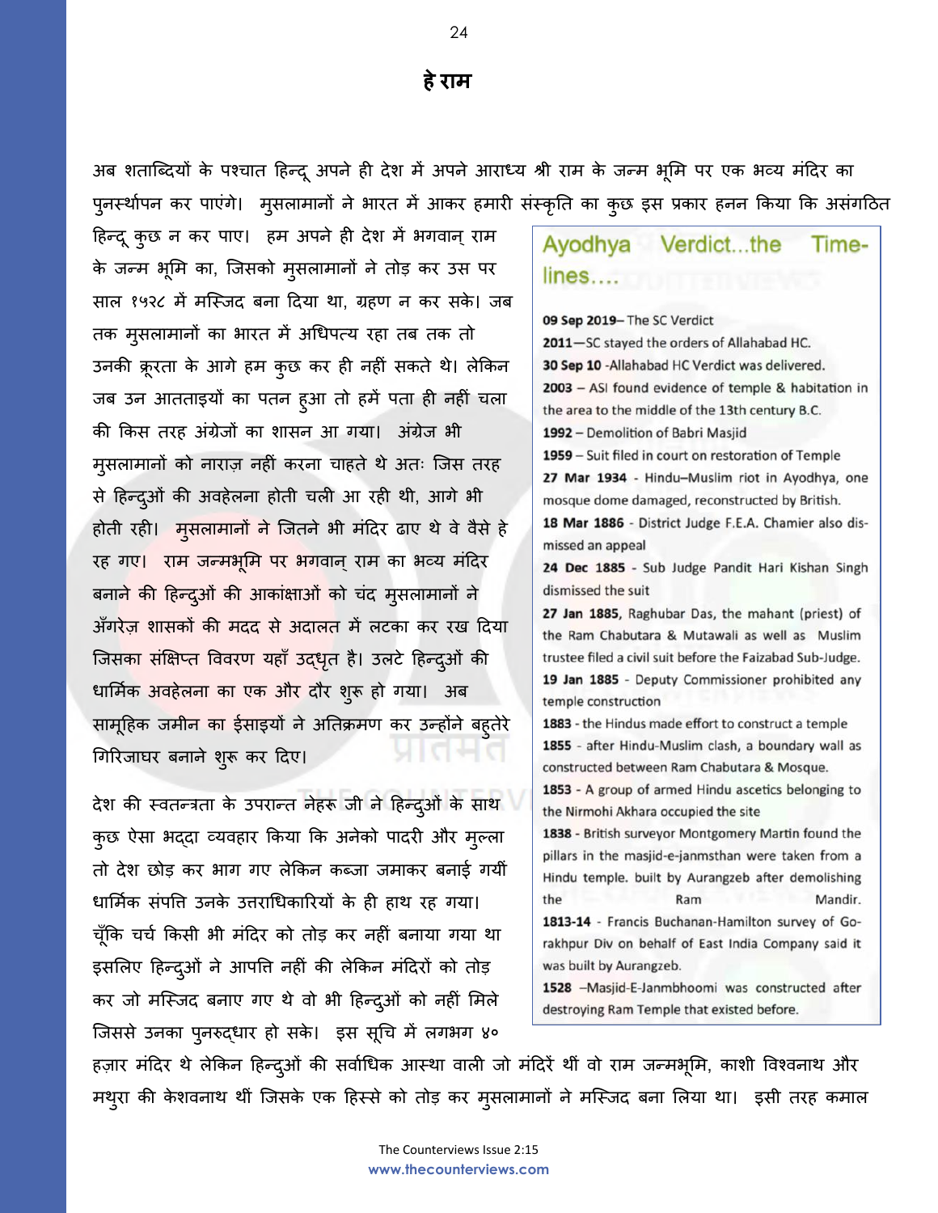## हे राम

अब शताब्दियों के पश्चात हिन्दू अपने ही देश में अपने आराध्य श्री राम के जन्म भूमि पर एक भव्य मंदिर का पुनर्स्थापन कर पाएंगे। मुसलामानों ने भारत में आकर हमारी संस्कृति का कुछ इस प्रकार हनन किया कि असंगठित हिन्दू कुछ न कर पाए। हम अपने ही देश में भगवान् राम के जन्म भूमि का, जिसको मुसलामानों ने तोड़ कर उस पर साल १५२८ में मस्जिद बना दिया था, ग्रहण न कर सके। जब तक मुसलामानों का भारत में अधिपत्य रहा तब तक तो उनकी क्रूरता के आगे हम कुछ कर ही नहीं सकते थे। लेकिन जब उन आतताइयों का पतन हुआ तो हमें पता ही नहीं चला की किस तरह अंग्रेजों का शासन आ गया। अंग्रेज भी मुसलामानों को नाराज़ नहीं करना चाहते थे अतः जिस तरह से हिन्दुओं की अवहेलना होती चली आ रही थी, आगे भी होती रही। मुसलामानों ने जितने भी मंदिर ढाए थे वे वैसे हे रह गए। राम जन्मभूमि पर भगवान् राम का भव्य मंदिर बनाने की हिन्दुओं की आकांक्षाओं को चंद मुसलामानों ने अँगरेज़ शासकों की मदद से अदालत में लटका कर रख दिया जिसका संक्षिप्त विवरण यहाँ उद्धृत है। उलटे हिन्दुओं की धार्मिक अवहेलना का एक और दौर शुरू हो गया। अब सामूहिक जमीन का ईसाइयों ने अतिक्रमण कर उन्होंने बहुतेरे गिरिजाघर बनाने शुरू कर दिए।

देश की स्वतन्त्रता के उपरान्त नेहरू जी ने हिन्दुओं के साथ कुछ ऐसा भद्दा व्यवहार किया कि अनेको पादरी और मुल्ला तो देश छोड़ कर भाग गए लेकिन कब्जा जमाकर बनाई गयीं धार्मिक संपत्ति उनके उत्तराधिकारियों के ही हाथ रह गया। चूँकि चर्च किसी भी मंदिर को तोड़ कर नहीं बनाया गया था इसलिए हिन्दुओं ने आपत्ति नहीं की लेकिन मंदिरों को तोड़ कर जो मस्जिद बनाए गए थे वो भी हिन्दुओं को नहीं मिले जिससे उनका पुनरुद्धार हो सके। इस सूचि में लगभग ४० हज़ार मंदिर थे लेकिन हिन्दुओं की सर्वाधिक आस्था वाली जो मंदिरें थीं वो राम जन्मभूमि, काशी विश्वनाथ और मथुरा की केशवनाथ थीं जिसके एक हिस्से को तोड़ कर मुसलामानों ने मस्जिद बना लिया था। इसी तरह कमाल

### Ayodhya Verdict...the Time-lines....

**09 Sep 2019**– The SC Verdict

**2011**—SC stayed the orders of Allahabad HC.

**30 Sep 10** -Allahabad HC Verdict was delivered.

**2003** – ASI found evidence of temple & habitation in the area to the middle of the 13th century B.C.

**1992** – Demolition of Babri Masjid

**1959** – Suit filed in court on restoration of Temple

**27 Mar 1934** - Hindu–Muslim riot in Ayodhya, one mosque dome damaged, reconstructed by British.

**18 Mar 1886** - District Judge F.E.A. Chamier also dismissed an appeal

**24 Dec 1885** - Sub Judge Pandit Hari Kishan Singh dismissed the suit

**27 Jan 1885**, Raghubar Das, the mahant (priest) of the Ram Chabutara & Mutawali as well as Muslim trustee filed a civil suit before the Faizabad Sub-Judge.

**19 Jan 1885** - Deputy Commissioner prohibited any temple construction

**1883** - the Hindus made effort to construct a temple

**1855** - after Hindu-Muslim clash, a boundary wall as constructed between Ram Chabutara & Mosque.

**1853** - A group of armed Hindu ascetics belonging to the Nirmohi Akhara occupied the site

**1838** - British surveyor Montgomery Martin found the pillars in the masjid-e-janmsthan were taken from a Hindu temple. built by Aurangzeb after demolishing the Ram Mandir.

**1813-14** - Francis Buchanan-Hamilton survey of Gorakhpur Div on behalf of East India Company said it was built by Aurangzeb.

**1528** –Masjid-E-Janmbhoomi was constructed after destroying Ram Temple that existed before.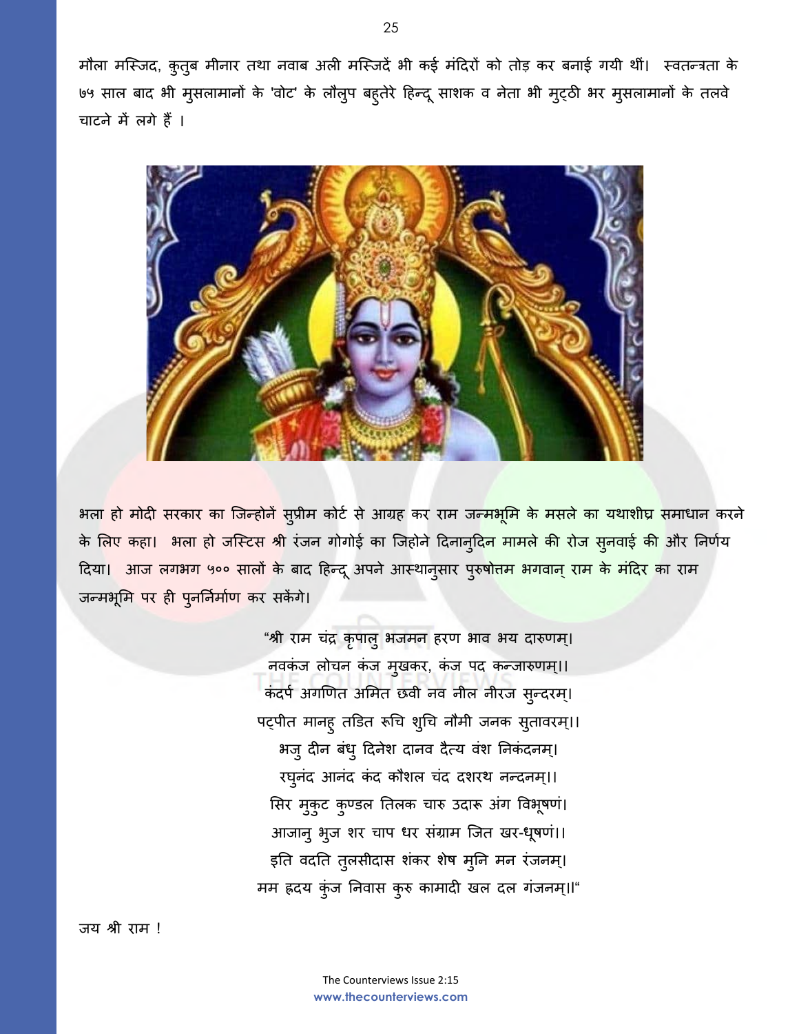मौला मस्जिद, कुतुब मीनार तथा नवाब अली मस्जिदें भी कई मंदिरों को तोड़ कर बनाई गयी थीं। स्वतन्त्रता के ७५ साल बाद भी मुसलामानों के 'वोट' के लौलुप बहुतेरे हिन्दू साशक व नेता भी मुट्ठी भर मुसलामानों के तलवे चाटने में लगे हैं ।

भला हो मोदी सरकार का जिन्होनें सुप्रीम कोर्ट से आग्रह कर राम जन्मभूमि के मसले का यथाशीघ्र समाधान करने के लिए कहा। भला हो जस्टिस श्री रंजन गोगोई का जिहोने दिनानुदिन मामले की रोज सुनवाई की और निर्णय दिया। आज लगभग ५०० सालों के बाद हिन्दू अपने आस्थानुसार पुरुषोत्तम भगवान् राम के मंदिर का राम जन्मभूमि पर ही पुनर्निर्माण कर सकेंगे।

"श्री राम चंद्र कृपालु भजमन हरण भाव भय दारुणम्।  
नवकंज लोचन कंज मुखकर, कंज पद कन्जारुणम्।।  
कंदर्प अगणित अमित छवी नव नील नीरज सुन्दरम्।  
पट्पीत मानहु तडित रुचि शुचि नौमी जनक सुतावरम्।।  
भजु दीन बंधु दिनेश दानव दैत्य वंश निकंदनम्।  
रघुनंद आनंद कंद कौशल चंद दशरथ नन्दनम्।।  
सिर मुकुट कुण्डल तिलक चारु उदारू अंग विभूषणं।  
आजानु भुज शर चाप धर संग्राम जित खर-धूषणं।।  
इति वदति तुलसीदास शंकर शेष मुनि मन रंजनम्।  
मम ह्रदय कुंज निवास कुरु कामादी खल दल गंजनम्।।"

जय श्री राम !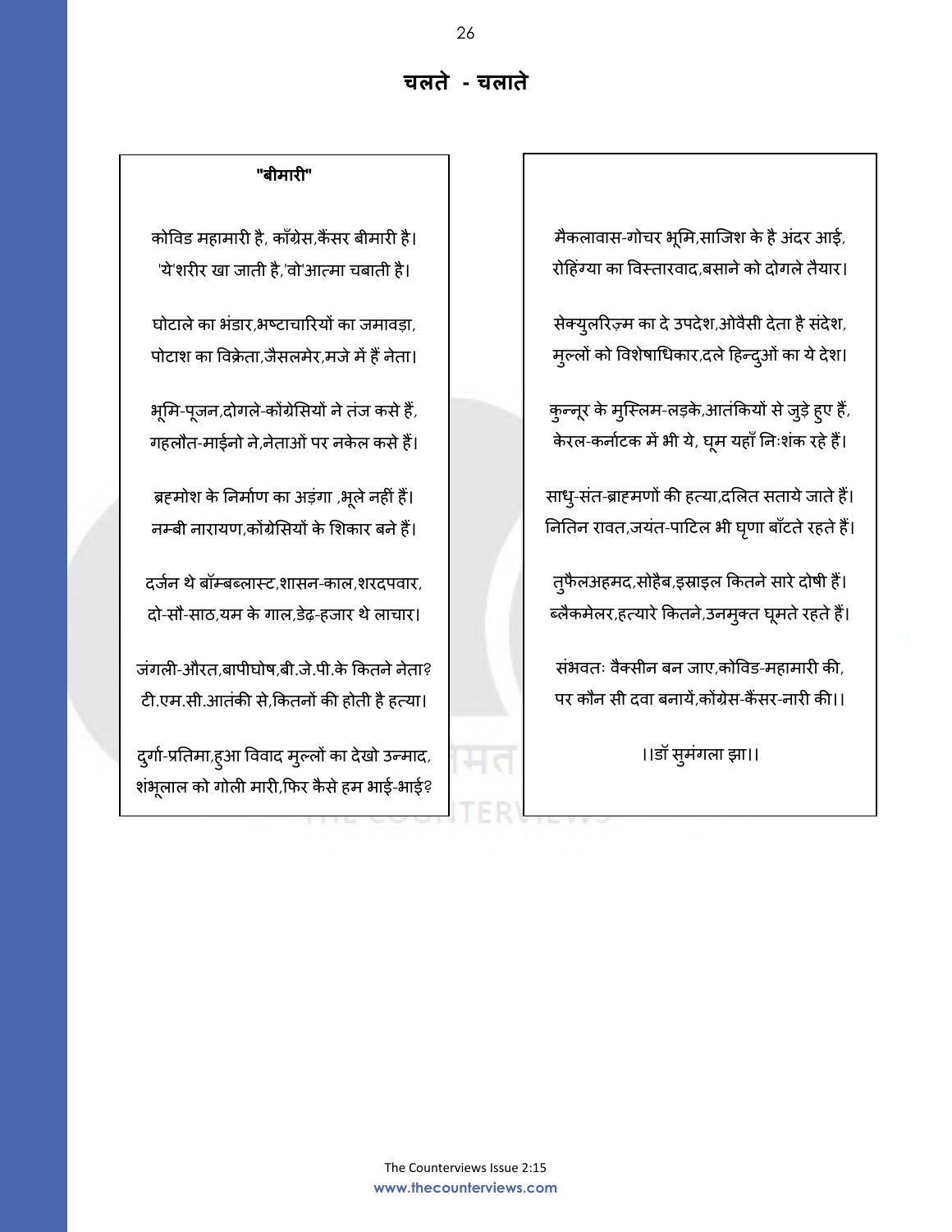## चलते - चलाते

### "बीमारी"

कोविड महामारी है, कॉंग्रेस,कैंसर बीमारी है।
'ये'शरीर खा जाती है,'वो'आत्मा चबाती है।

घोटाले का भंडार,भ्रष्टाचारियों का जमावड़ा,
पोटाश का विक्रेता,जैसलमेर,मजे में हैं नेता।

भूमि-पूजन,दोगले-कोंग्रेसियों ने तंज कसे हैं,
गहलौत-माईनो ने,नेताओं पर नकेल कसे हैं।

ब्रह्मोश के निर्माण का अड़ंगा ,भूले नहीं हैं।
नम्बी नारायण,कोंग्रेसियों के शिकार बने हैं।

दर्जन थे बॉम्बब्लास्ट,शासन-काल,शरदपवार,
दो-सौ-साठ,यम के गाल,डेढ़-हजार थे लाचार।

जंगली-औरत,बापीघोष,बी.जे.पी.के कितने नेता?
टी.एम.सी.आतंकी से,कितनों की होती है हत्या।

दुर्गा-प्रतिमा,हुआ विवाद मुल्लों का देखो उन्माद,
शंभूलाल को गोली मारी,फिर कैसे हम भाई-भाई?

मैकलावास-गोचर भूमि,साजिश के है अंदर आई,
रोहिंग्या का विस्तारवाद,बसाने को दोगले तैयार।

सेक्युलरिज़्म का दे उपदेश,ओवैसी देता है संदेश,
मुल्लों को विशेषाधिकार,दले हिन्दुओं का ये देश।

कुन्नूर के मुस्लिम-लड़के,आतंकियों से जुड़े हुए हैं,
केरल-कर्नाटक में भी ये, घूम यहाँ निःशंक रहे हैं।

साधु-संत-ब्राहमणों की हत्या,दलित सताये जाते हैं।
नितिन रावत,जयंत-पाटिल भी घृणा बाँटते रहते हैं।

तुफैलअहमद,सोहैब,इस्राइल कितने सारे दोषी हैं।
ब्लैकमेलर,हत्यारे कितने,उनमुक्त घूमते रहते हैं।

संभवतः वैक्सीन बन जाए,कोविड-महामारी की,
पर कौन सी दवा बनायें,कोंग्रेस-कैंसर-नारी की।।

।।डॉ सुमंगला झा।।